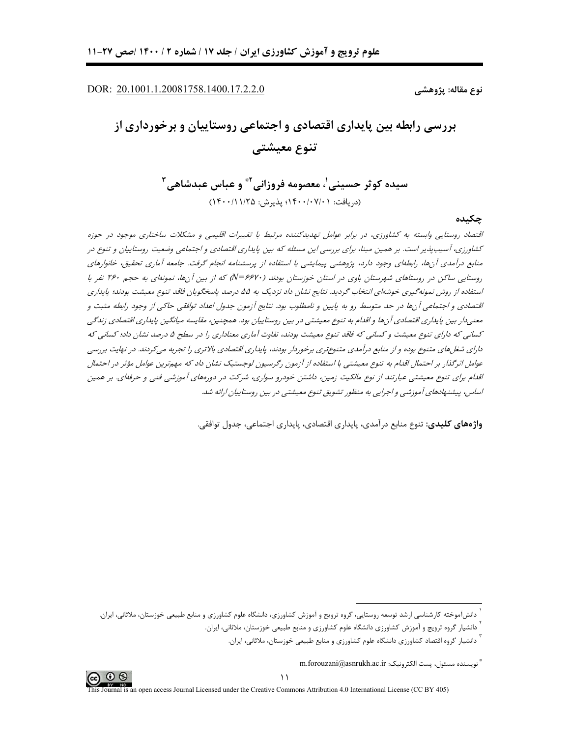DOR: 20.1001.1.20081758.1400.17.2.2.0

**نوع مقاله: پژوهشی**

# بررسی رابطه بین پایداری اقتصادی و اجتماعی روستاییان و برخورداری از تنوع معیشتی

## سیده کوثر حسینی[1]، معصومه فروزانی[2]* و عباس عبدشاهی[3]

(دریافت: ۱۴۰۰/۰۷/۰۱؛ پذیرش: ۱۴۰۰/۱۱/۲۵)

### چکیده

*اقتصاد روستایی وابسته به کشاورزی، در برابر عوامل تهدیدکننده مرتبط با تغییرات اقلیمی و مشکلات ساختاری موجود در حوزه کشاورزی، آسیب‌پذیر است. بر همین مبنا، برای بررسی این مسئله که بین پایداری اقتصادی و اجتماعی وضعیت روستاییان و تنوع در منابع درآمدی آن‌ها، رابطه‌ای وجود دارد، پژوهشی پیمایشی با استفاده از پرسشنامه انجام گرفت. جامعه آماری تحقیق، خانوارهای روستایی ساکن در روستاهای شهرستان باوی در استان خوزستان بودند ($N=6670$) که از بین آن‌ها، نمونه‌ای به حجم ۲۶۰ نفر با استفاده از روش نمونه‌گیری خوشه‌ای انتخاب گردید. نتایج نشان داد نزدیک به ۵۵ درصد پاسخگویان فاقد تنوع معیشت بودند؛ پایداری اقتصادی و اجتماعی آن‌ها در حد متوسط رو به پایین و نامطلوب بود. نتایج آزمون جدول اعداد توافقی حاکی از وجود رابطه مثبت و معنی‌دار بین پایداری اقتصادی آن‌ها و اقدام به تنوع معیشتی در بین روستاییان بود. همچنین، مقایسه میانگین پایداری اقتصادی زندگی کسانی که دارای تنوع معیشت و کسانی که فاقد تنوع معیشت بودند، تفاوت آماری معناداری را در سطح ۵ درصد نشان داد؛ کسانی که دارای شغل‌های متنوع بوده و از منابع درآمدی متنوع‌تری برخوردار بودند، پایداری اقتصادی بالاتری را تجربه می‌کردند. در نهایت بررسی عوامل اثرگذار بر احتمال اقدام به تنوع معیشتی با استفاده از آزمون رگرسیون لوجستیک نشان داد که مهم‌ترین عوامل مؤثر در احتمال اقدام برای تنوع معیشتی عبارتند از نوع مالکیت زمین، داشتن خودرو سواری، شرکت در دوره‌های آموزشی فنی و حرفه‌ای. بر همین اساس، پیشنهادهای آموزشی و اجرایی به منظور تشویق تنوع معیشتی در بین روستاییان ارائه شد.*

**واژه‌های کلیدی:** تنوع منابع درآمدی، پایداری اقتصادی، پایداری اجتماعی، جدول توافقی.

---

[1] دانش‌آموخته کارشناسی ارشد توسعه روستایی، گروه ترویج و آموزش کشاورزی، دانشگاه علوم کشاورزی و منابع طبیعی خوزستان، ملاثانی، ایران.

[2] دانشیار گروه ترویج و آموزش کشاورزی دانشگاه علوم کشاورزی و منابع طبیعی خوزستان، ملاثانی، ایران.

[3] دانشیار گروه اقتصاد کشاورزی دانشگاه علوم کشاورزی و منابع طبیعی خوزستان، ملاثانی، ایران.

* نویسنده مسئول، پست الکترونیک: m.forouzani@asnrukh.ac.ir

This Journal is an open access Journal Licensed under the Creative Commons Attribution 4.0 International License (CC BY 405)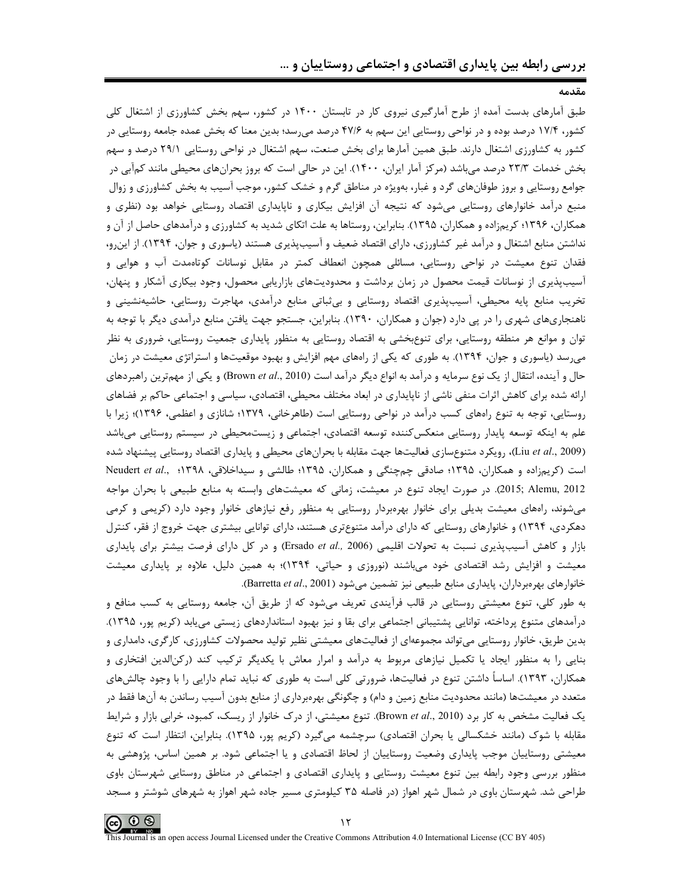## مقدمه

طبق آمارهای بدست آمده از طرح آمارگیری نیروی کار در تابستان ۱۴۰۰ در کشور، سهم بخش کشاورزی از اشتغال کلی کشور، ۱۷/۴ درصد بوده و در نواحی روستایی این سهم به ۴۷/۶ درصد می‌رسد؛ بدین معنا که بخش عمده جامعه روستایی در کشور به کشاورزی اشتغال دارند. طبق همین آمارها برای بخش صنعت، سهم اشتغال در نواحی روستایی ۲۹/۱ درصد و سهم بخش خدمات ۲۳/۳ درصد می‌باشد (مرکز آمار ایران، ۱۴۰۰). این در حالی است که بروز بحران‌های محیطی مانند کم‌آبی در جوامع روستایی و بروز طوفان‌های گرد و غبار، به‌ویژه در مناطق گرم و خشک کشور، موجب آسیب به بخش کشاورزی و زوال منبع درآمد خانوارهای روستایی می‌شود که نتیجه آن افزایش بیکاری و ناپایداری اقتصاد روستایی خواهد بود (نظری و همکاران، ۱۳۹۶؛ کریم‌زاده و همکاران، ۱۳۹۵). بنابراین، روستاها به علت اتکای شدید به کشاورزی و درآمدهای حاصل از آن و نداشتن منابع اشتغال و درآمد غیر کشاورزی، دارای اقتصاد ضعیف و آسیب‌پذیری هستند (یاسوری و جوان، ۱۳۹۴). از این‌رو، فقدان تنوع معیشت در نواحی روستایی، مسائلی همچون انعطاف کمتر در مقابل نوسانات کوتاه‌مدت آب و هوایی و آسیب‌پذیری از نوسانات قیمت محصول در زمان برداشت و محدودیت‌های بازاریابی محصول، وجود بیکاری آشکار و پنهان، تخریب منابع پایه محیطی، آسیب‌پذیری اقتصاد روستایی و بی‌ثباتی منابع درآمدی، مهاجرت روستایی، حاشیه‌نشینی و ناهنجاری‌های شهری را در پی دارد (جوان و همکاران، ۱۳۹۰). بنابراین، جستجو جهت یافتن منابع درآمدی دیگر با توجه به توان و موانع هر منطقه روستایی، برای تنوع‌بخشی به اقتصاد روستایی به منظور پایداری جمعیت روستایی، ضروری به نظر می‌رسد (یاسوری و جوان، ۱۳۹۴). به طوری که یکی از راه‌های مهم افزایش و بهبود موقعیت‌ها و استراتژی معیشت در زمان حال و آینده، انتقال از یک نوع سرمایه و درآمد به انواع دیگر درآمد است (Brown *et al*., 2010) و یکی از مهم‌ترین راهبردهای ارائه شده برای کاهش اثرات منفی ناشی از ناپایداری در ابعاد مختلف محیطی، اقتصادی، سیاسی و اجتماعی حاکم بر فضاهای روستایی، توجه به تنوع راه‌های کسب درآمد در نواحی روستایی است (طاهرخانی، ۱۳۷۹؛ شانازی و اعظمی، ۱۳۹۶)؛ زیرا با علم به اینکه توسعه پایدار روستایی منعکس‌کننده توسعه اقتصادی، اجتماعی و زیست‌محیطی در سیستم روستایی می‌باشد (Liu *et al*., 2009)، رویکرد متنوع‌سازی فعالیت‌ها جهت مقابله با بحران‌های محیطی و پایداری اقتصاد روستایی پیشنهاد شده است (کریم‌زاده و همکاران، ۱۳۹۵؛ صادقی چم‌چنگی و همکاران، ۱۳۹۵؛ طالشی و سیداخلاقی، ۱۳۹۸؛ Neudert *et al*., 2015; Alemu, 2012). در صورت ایجاد تنوع در معیشت، زمانی که معیشت‌های وابسته به منابع طبیعی با بحران مواجه می‌شوند، راه‌های معیشت بدیلی برای خانوار بهره‌بردار روستایی به منظور رفع نیازهای خانوار وجود دارد (کریمی و کرمی دهکردی، ۱۳۹۴) و خانوارهای روستایی که دارای درآمد متنوع‌تری هستند، دارای توانایی بیشتری جهت خروج از فقر، کنترل بازار و کاهش آسیب‌پذیری نسبت به تحولات اقلیمی (Ersado *et al*., 2006) و در کل دارای فرصت بیشتر برای پایداری معیشت و افزایش رشد اقتصادی خود می‌باشند (نوروزی و حیاتی، ۱۳۹۴)؛ به همین دلیل، علاوه بر پایداری معیشت خانوارهای بهره‌برداران، پایداری منابع طبیعی نیز تضمین می‌شود (Barretta *et al*., 2001).

به طور کلی، تنوع معیشتی روستایی در قالب فرآیندی تعریف می‌شود که از طریق آن، جامعه روستایی به کسب منافع و درآمدهای متنوع پرداخته، توانایی پشتیبانی اجتماعی برای بقا و نیز بهبود استانداردهای زیستی می‌یابد (کریم پور، ۱۳۹۵). بدین طریق، خانوار روستایی می‌تواند مجموعه‌ای از فعالیت‌های معیشتی نظیر تولید محصولات کشاورزی، کارگری، دامداری و بنایی را به منظور ایجاد یا تکمیل نیازهای مربوط به درآمد و امرار معاش با یکدیگر ترکیب کند (رکن‌الدین افتخاری و همکاران، ۱۳۹۳). اساساً داشتن تنوع در فعالیت‌ها، ضرورتی کلی است به طوری که نباید تمام دارایی را با وجود چالش‌های متعدد در معیشت‌ها (مانند محدودیت منابع زمین و دام) و چگونگی بهره‌برداری از منابع بدون آسیب رساندن به آن‌ها فقط در یک فعالیت مشخص به کار برد (Brown *et al*., 2010). تنوع معیشتی، از درک خانوار از ریسک، کمبود، خرابی بازار و شرایط مقابله با شوک (مانند خشکسالی یا بحران اقتصادی) سرچشمه می‌گیرد (کریم پور، ۱۳۹۵). بنابراین، انتظار است که تنوع معیشتی روستاییان موجب پایداری وضعیت روستاییان از لحاظ اقتصادی و یا اجتماعی شود. بر همین اساس، پژوهشی به منظور بررسی وجود رابطه بین تنوع معیشت روستایی و پایداری اقتصادی و اجتماعی در مناطق روستایی شهرستان باوی طراحی شد. شهرستان باوی در شمال شهر اهواز (در فاصله ۳۵ کیلومتری مسیر جاده شهر اهواز به شهرهای شوشتر و مسجد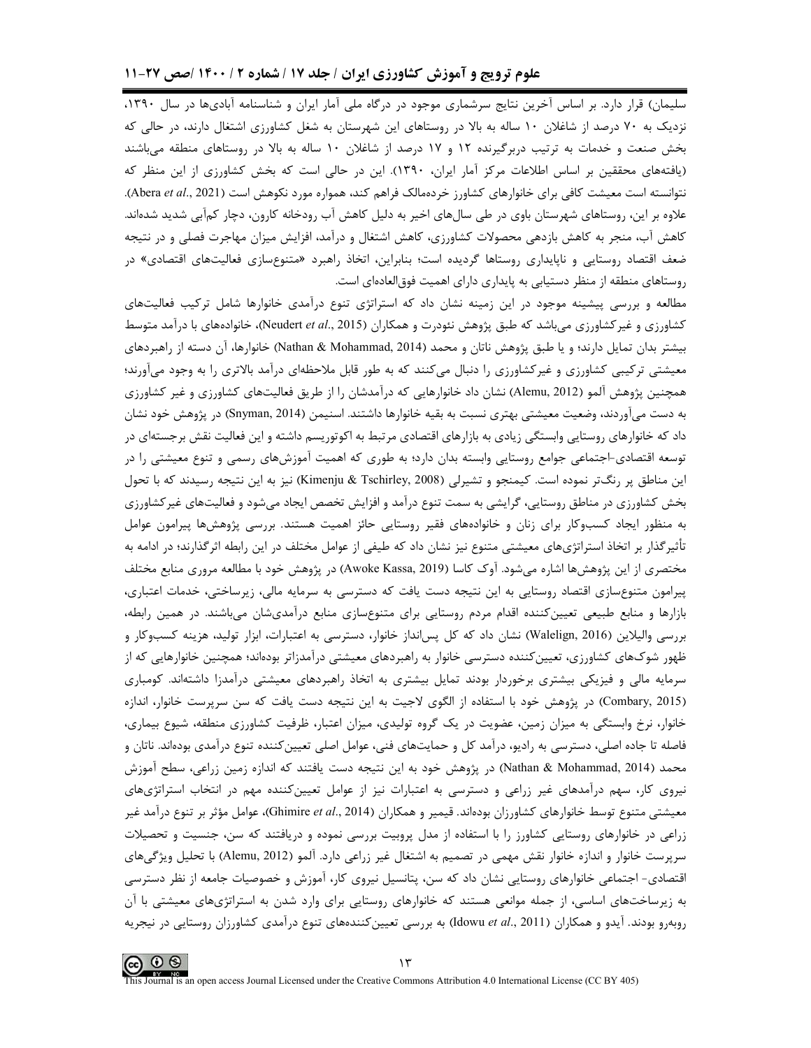سلیمان) قرار دارد. بر اساس آخرین نتایج سرشماری موجود در درگاه ملی آمار ایران و شناسنامه آبادی‌ها در سال ۱۳۹۰، نزدیک به ۷۰ درصد از شاغلان ۱۰ ساله به بالا در روستاهای این شهرستان به شغل کشاورزی اشتغال دارند، در حالی که بخش صنعت و خدمات به ترتیب دربرگیرنده ۱۲ و ۱۷ درصد از شاغلان ۱۰ ساله به بالا در روستاهای منطقه می‌باشند (یافته‌های محققین بر اساس اطلاعات مرکز آمار ایران، ۱۳۹۰). این در حالی است که بخش کشاورزی از این منظر که نتوانسته است معیشت کافی برای خانوارهای کشاورز خرده‌مالک فراهم کند، همواره مورد نکوهش است (Abera *et al*., 2021). علاوه بر این، روستاهای شهرستان باوی در طی سال‌های اخیر به دلیل کاهش آب رودخانه کارون، دچار کم‌آبی شدید شده‌اند. کاهش آب، منجر به کاهش بازدهی محصولات کشاورزی، کاهش اشتغال و درآمد، افزایش میزان مهاجرت فصلی و در نتیجه ضعف اقتصاد روستایی و ناپایداری روستاها گردیده است؛ بنابراین، اتخاذ راهبرد «متنوع‌سازی فعالیت‌های اقتصادی» در روستاهای منطقه از منظر دستیابی به پایداری دارای اهمیت فوق‌العاده‌ای است.

مطالعه و بررسی پیشینه موجود در این زمینه نشان داد که استراتژی تنوع درآمدی خانوارها شامل ترکیب فعالیت‌های کشاورزی و غیرکشاورزی می‌باشد که طبق پژوهش نئودرت و همکاران (Neudert *et al*., 2015)، خانواده‌های با درآمد متوسط بیشتر بدان تمایل دارند؛ و یا طبق پژوهش ناتان و محمد (Nathan & Mohammad, 2014) خانوارها، آن دسته از راهبردهای معیشتی ترکیبی کشاورزی و غیرکشاورزی را دنبال می‌کنند که به طور قابل ملاحظه‌ای درآمد بالاتری را به وجود می‌آورند؛ همچنین پژوهش آلمو (Alemu, 2012) نشان داد خانوارهایی که درآمدشان را از طریق فعالیت‌های کشاورزی و غیر کشاورزی به دست می‌آوردند، وضعیت معیشتی بهتری نسبت به بقیه خانوارها داشتند. اسنیمن (Snyman, 2014) در پژوهش خود نشان داد که خانوارهای روستایی وابستگی زیادی به بازارهای اقتصادی مرتبط به اکوتوریسم داشته و این فعالیت نقش برجسته‌ای در توسعه اقتصادی-اجتماعی جوامع روستایی وابسته بدان دارد؛ به طوری که اهمیت آموزش‌های رسمی و تنوع معیشتی را در این مناطق پر رنگ‌تر نموده است. کیمنجو و تشیرلی (Kimenju & Tschirley, 2008) نیز به این نتیجه رسیدند که با تحول بخش کشاورزی در مناطق روستایی، گرایشی به سمت تنوع درآمد و افزایش تخصص ایجاد می‌شود و فعالیت‌های غیرکشاورزی به منظور ایجاد کسب‌وکار برای زنان و خانواده‌های فقیر روستایی حائز اهمیت هستند. بررسی پژوهش‌ها پیرامون عوامل تأثیرگذار بر اتخاذ استراتژی‌های معیشتی متنوع نیز نشان داد که طیفی از عوامل مختلف در این رابطه اثرگذارند؛ در ادامه به مختصری از این پژوهش‌ها اشاره می‌شود. آوک کاسا (Awoke Kassa, 2019) در پژوهش خود با مطالعه مروری منابع مختلف پیرامون متنوع‌سازی اقتصاد روستایی به این نتیجه دست یافت که دسترسی به سرمایه مالی، زیرساختی، خدمات اعتباری، بازارها و منابع طبیعی تعیین‌کننده اقدام مردم روستایی برای متنوع‌سازی منابع درآمدی‌شان می‌باشند. در همین رابطه، بررسی والیلاین (Walelign, 2016) نشان داد که کل پس‌انداز خانوار، دسترسی به اعتبارات، ابزار تولید، هزینه کسب‌وکار و ظهور شوک‌های کشاورزی، تعیین‌کننده دسترسی خانوار به راهبردهای معیشتی درآمدزاتر بوده‌اند؛ همچنین خانوارهایی که از سرمایه مالی و فیزیکی بیشتری برخوردار بودند تمایل بیشتری به اتخاذ راهبردهای معیشتی درآمدزا داشته‌اند. کومباری (Combary, 2015) در پژوهش خود با استفاده از الگوی لاجیت به این نتیجه دست یافت که سن سرپرست خانوار، اندازه خانوار، نرخ وابستگی به میزان زمین، عضویت در یک گروه تولیدی، میزان اعتبار، ظرفیت کشاورزی منطقه، شیوع بیماری، فاصله تا جاده اصلی، دسترسی به رادیو، درآمد کل و حمایت‌های فنی، عوامل اصلی تعیین‌کننده تنوع درآمدی بوده‌اند. ناتان و محمد (Nathan & Mohammad, 2014) در پژوهش خود به این نتیجه دست یافتند که اندازه زمین زراعی، سطح آموزش نیروی کار، سهم درآمدهای غیر زراعی و دسترسی به اعتبارات نیز از عوامل تعیین‌کننده مهم در انتخاب استراتژی‌های معیشتی متنوع توسط خانوارهای کشاورزان بوده‌اند. قیمیر و همکاران (Ghimire *et al*., 2014)، عوامل مؤثر بر تنوع درآمد غیر زراعی در خانوارهای روستایی کشاورز را با استفاده از مدل پروبیت بررسی نموده و دریافتند که سن، جنسیت و تحصیلات سرپرست خانوار و اندازه خانوار نقش مهمی در تصمیم به اشتغال غیر زراعی دارد. آلمو (Alemu, 2012) با تحلیل ویژگی‌های اقتصادی- اجتماعی خانوارهای روستایی نشان داد که سن، پتانسیل نیروی کار، آموزش و خصوصیات جامعه از نظر دسترسی به زیرساخت‌های اساسی، از جمله موانعی هستند که خانوارهای روستایی برای وارد شدن به استراتژی‌های معیشتی با آن روبه‌رو بودند. آیدو و همکاران (Idowu *et al*., 2011) به بررسی تعیین‌کننده‌های تنوع درآمدی کشاورزان روستایی در نیجریه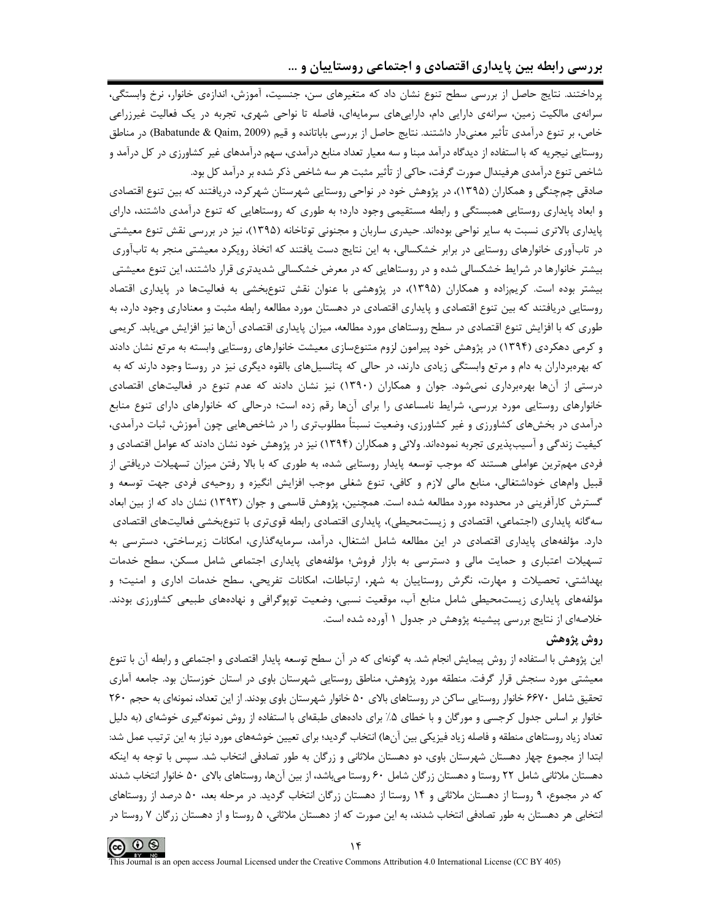پرداختند. نتایج حاصل از بررسی سطح تنوع نشان داد که متغیرهای سن، جنسیت، آموزش، اندازه‌ی خانوار، نرخ وابستگی، سرانه‌ی مالکیت زمین، سرانه‌ی دارایی دام، دارایی‌های سرمایه‌ای، فاصله تا نواحی شهری، تجربه در یک فعالیت غیرزراعی خاص، بر تنوع درآمدی تأثیر معنی‌دار داشتند. نتایج حاصل از بررسی باباتانده و قیم (Babatunde & Qaim, 2009) در مناطق روستایی نیجریه که با استفاده از دیدگاه درآمد مبنا و سه معیار تعداد منابع درآمدی، سهم درآمدهای غیر کشاورزی در کل درآمد و شاخص تنوع درآمدی هرفیندال صورت گرفت، حاکی از تأثیر مثبت هر سه شاخص ذکر شده بر درآمد کل بود.

صادقی چم‌چنگی و همکاران (۱۳۹۵)، در پژوهش خود در نواحی روستایی شهرستان شهرکرد، دریافتند که بین تنوع اقتصادی و ابعاد پایداری روستایی همبستگی و رابطه مستقیمی وجود دارد؛ به طوری که روستاهایی که تنوع درآمدی داشتند، دارای پایداری بالاتری نسبت به سایر نواحی بوده‌اند. حیدری ساربان و مجنونی توتاخانه (۱۳۹۵)، نیز در بررسی نقش تنوع معیشتی در تاب‌آوری خانوارهای روستایی در برابر خشکسالی، به این نتایج دست یافتند که اتخاذ رویکرد معیشتی منجر به تاب‌آوری بیشتر خانوارها در شرایط خشکسالی شده و در روستاهایی که در معرض خشکسالی شدیدتری قرار داشتند، این تنوع معیشتی بیشتر بوده است. کریم‌زاده و همکاران (۱۳۹۵)، در پژوهشی با عنوان نقش تنوع‌بخشی به فعالیت‌ها در پایداری اقتصاد روستایی دریافتند که بین تنوع اقتصادی و پایداری اقتصادی در دهستان مورد مطالعه رابطه مثبت و معناداری وجود دارد، به طوری که با افزایش تنوع اقتصادی در سطح روستاهای مورد مطالعه، میزان پایداری اقتصادی آن‌ها نیز افزایش می‌یابد. کریمی و کرمی دهکردی (۱۳۹۴) در پژوهش خود پیرامون لزوم متنوع‌سازی معیشت خانوارهای روستایی وابسته به مرتع نشان دادند که بهره‌برداران به دام و مرتع وابستگی زیادی دارند، در حالی که پتانسیل‌های بالقوه دیگری نیز در روستا وجود دارند که به درستی از آن‌ها بهره‌برداری نمی‌شود. جوان و همکاران (۱۳۹۰) نیز نشان دادند که عدم تنوع در فعالیت‌های اقتصادی خانوارهای روستایی مورد بررسی، شرایط نامساعدی را برای آن‌ها رقم زده است؛ درحالی که خانوارهای دارای تنوع منابع درآمدی در بخش‌های کشاورزی و غیر کشاورزی، وضعیت نسبتاً مطلوب‌تری را در شاخص‌هایی چون آموزش، ثبات درآمدی، کیفیت زندگی و آسیب‌پذیری تجربه نموده‌اند. ولائی و همکاران (۱۳۹۴) نیز در پژوهش خود نشان دادند که عوامل اقتصادی و فردی مهم‌ترین عواملی هستند که موجب توسعه پایدار روستایی شده، به طوری که با بالا رفتن میزان تسهیلات دریافتی از قبیل وام‌های خوداشتغالی، منابع مالی لازم و کافی، تنوع شغلی موجب افزایش انگیزه و روحیه‌ی فردی جهت توسعه و گسترش کارآفرینی در محدوده مورد مطالعه شده است. همچنین، پژوهش قاسمی و جوان (۱۳۹۳) نشان داد که از بین ابعاد سه‌گانه پایداری (اجتماعی، اقتصادی و زیست‌محیطی)، پایداری اقتصادی رابطه قوی‌تری با تنوع‌بخشی فعالیت‌های اقتصادی دارد. مؤلفه‌های پایداری اقتصادی در این مطالعه شامل اشتغال، درآمد، سرمایه‌گذاری، امکانات زیرساختی، دسترسی به تسهیلات اعتباری و حمایت مالی و دسترسی به بازار فروش؛ مؤلفه‌های پایداری اجتماعی شامل مسکن، سطح خدمات بهداشتی، تحصیلات و مهارت، نگرش روستاییان به شهر، ارتباطات، امکانات تفریحی، سطح خدمات اداری و امنیت؛ و مؤلفه‌های پایداری زیست‌محیطی شامل منابع آب، موقعیت نسبی، وضعیت توپوگرافی و نهاده‌های طبیعی کشاورزی بودند. خلاصه‌ای از نتایج بررسی پیشینه پژوهش در جدول ۱ آورده شده است.

## روش پژوهش

این پژوهش با استفاده از روش پیمایش انجام شد. به گونه‌ای که در آن سطح توسعه پایدار اقتصادی و اجتماعی و رابطه آن با تنوع معیشتی مورد سنجش قرار گرفت. منطقه مورد پژوهش، مناطق روستایی شهرستان باوی در استان خوزستان بود. جامعه آماری تحقیق شامل ۶۶۷۰ خانوار روستایی ساکن در روستاهای بالای ۵۰ خانوار شهرستان باوی بودند. از این تعداد، نمونه‌ای به حجم ۲۶۰ خانوار بر اساس جدول کرجسی و مورگان و با خطای ۵٪ برای داده‌های طبقه‌ای با استفاده از روش نمونه‌گیری خوشه‌ای (به دلیل تعداد زیاد روستاهای منطقه و فاصله زیاد فیزیکی بین آن‌ها) انتخاب گردید؛ برای تعیین خوشه‌های مورد نیاز به این ترتیب عمل شد: ابتدا از مجموع چهار دهستان شهرستان باوی، دو دهستان ملاثانی و زرگان به طور تصادفی انتخاب شد. سپس با توجه به اینکه دهستان ملاثانی شامل ۲۲ روستا و دهستان زرگان شامل ۶۰ روستا می‌باشد، از بین آن‌ها، روستاهای بالای ۵۰ خانوار انتخاب شدند که در مجموع، ۹ روستا از دهستان ملاثانی و ۱۴ روستا از دهستان زرگان انتخاب گردید. در مرحله بعد، ۵۰ درصد از روستاهای انتخابی هر دهستان به طور تصادفی انتخاب شدند، به این صورت که از دهستان ملاثانی، ۵ روستا و از دهستان زرگان ۷ روستا در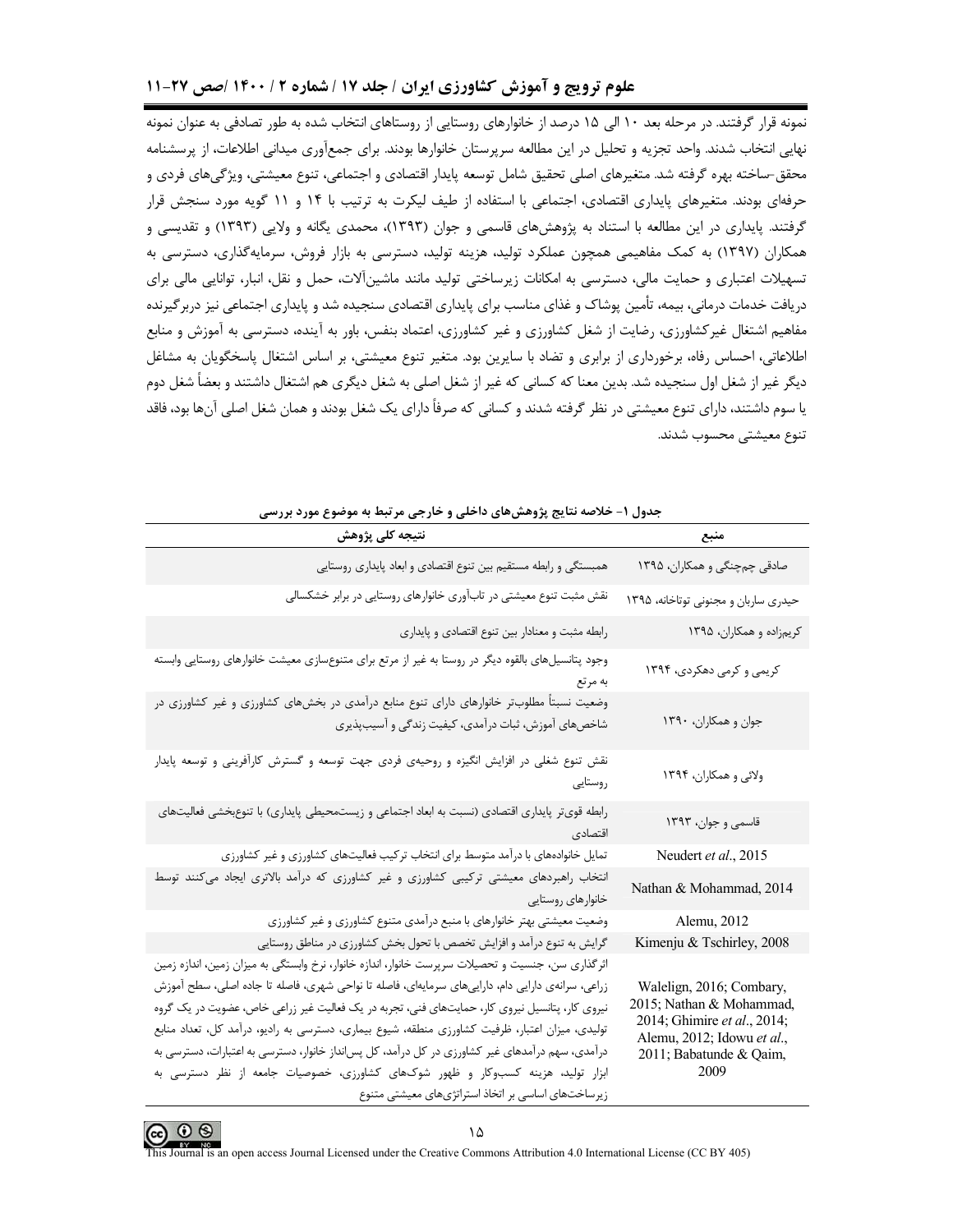نمونه قرار گرفتند. در مرحله بعد ۱۰ الی ۱۵ درصد از خانوارهای روستایی از روستاهای انتخاب شده به طور تصادفی به عنوان نمونه نهایی انتخاب شدند. واحد تجزیه و تحلیل در این مطالعه سرپرستان خانوارها بودند. برای جمع‌آوری میدانی اطلاعات، از پرسشنامه محقق-ساخته بهره گرفته شد. متغیرهای اصلی تحقیق شامل توسعه پایدار اقتصادی و اجتماعی، تنوع معیشتی، ویژگی‌های فردی و حرفه‌ای بودند. متغیرهای پایداری اقتصادی، اجتماعی با استفاده از طیف لیکرت به ترتیب با ۱۴ و ۱۱ گویه مورد سنجش قرار گرفتند. پایداری در این مطالعه با استناد به پژوهش‌های قاسمی و جوان (۱۳۹۳)، محمدی یگانه و ولایی (۱۳۹۳) و تقدیسی و همکاران (۱۳۹۷) به کمک مفاهیمی همچون عملکرد تولید، هزینه تولید، دسترسی به بازار فروش، سرمایه‌گذاری، دسترسی به تسهیلات اعتباری و حمایت مالی، دسترسی به امکانات زیرساختی تولید مانند ماشین‌آلات، حمل و نقل، انبار، توانایی مالی برای دریافت خدمات درمانی، بیمه، تأمین پوشاک و غذای مناسب برای پایداری اقتصادی سنجیده شد و پایداری اجتماعی نیز دربرگیرنده مفاهیم اشتغال غیرکشاورزی، رضایت از شغل کشاورزی و غیر کشاورزی، اعتماد بنفس، باور به آینده، دسترسی به آموزش و منابع اطلاعاتی، احساس رفاه، برخورداری از برابری و تضاد با سایرین بود. متغیر تنوع معیشتی، بر اساس اشتغال پاسخگویان به مشاغل دیگر غیر از شغل اول سنجیده شد. بدین معنا که کسانی که غیر از شغل اصلی به شغل دیگری هم اشتغال داشتند و بعضاً شغل دوم یا سوم داشتند، دارای تنوع معیشتی در نظر گرفته شدند و کسانی که صرفاً دارای یک شغل بودند و همان شغل اصلی آن‌ها بود، فاقد تنوع معیشتی محسوب شدند.

**جدول ۱- خلاصه نتایج پژوهش‌های داخلی و خارجی مرتبط به موضوع مورد بررسی**

| منبع | نتیجه کلی پژوهش |
|---|---|
| صادقی چم‌چنگی و همکاران، ۱۳۹۵ | همبستگی و رابطه مستقیم بین تنوع اقتصادی و ابعاد پایداری روستایی |
| حیدری ساربان و مجنونی توتاخانه، ۱۳۹۵ | نقش مثبت تنوع معیشتی در تاب‌آوری خانوارهای روستایی در برابر خشکسالی |
| کریم‌زاده و همکاران، ۱۳۹۵ | رابطه مثبت و معنادار بین تنوع اقتصادی و پایداری |
| کریمی و کرمی دهکردی، ۱۳۹۴ | وجود پتانسیل‌های بالقوه دیگر در روستا به غیر از مرتع برای متنوع‌سازی معیشت خانوارهای روستایی وابسته به مرتع |
| جوان و همکاران، ۱۳۹۰ | وضعیت نسبتاً مطلوب‌تر خانوارهای دارای تنوع منابع درآمدی در بخش‌های کشاورزی و غیر کشاورزی در شاخص‌های آموزش، ثبات درآمدی، کیفیت زندگی و آسیب‌پذیری |
| ولائی و همکاران، ۱۳۹۴ | نقش تنوع شغلی در افزایش انگیزه و روحیه‌ی فردی جهت توسعه و گسترش کارآفرینی و توسعه پایدار روستایی |
| قاسمی و جوان، ۱۳۹۳ | رابطه قوی‌تر پایداری اقتصادی (نسبت به ابعاد اجتماعی و زیست‌محیطی پایداری) با تنوع‌بخشی فعالیت‌های اقتصادی |
| Neudert *et al*., 2015 | تمایل خانواده‌ها با درآمد متوسط برای انتخاب ترکیب فعالیت‌های کشاورزی و غیر کشاورزی |
| Nathan & Mohammad, 2014 | انتخاب راهبردهای معیشتی ترکیبی کشاورزی و غیر کشاورزی که درآمد بالاتری ایجاد می‌کنند توسط خانوارهای روستایی |
| Alemu, 2012 | وضعیت معیشتی بهتر خانوارهای با منبع درآمدی متنوع کشاورزی و غیر کشاورزی |
| Kimenju & Tschirley, 2008 | گرایش به تنوع درآمد و افزایش تخصص با تحول بخش کشاورزی در مناطق روستایی |
| Walelign, 2016; Combary, 2015; Nathan & Mohammad, 2014; Ghimire *et al*., 2014; Alemu, 2012; Idowu *et al*., 2011; Babatunde & Qaim, 2009 | اثرگذاری سن، جنسیت و تحصیلات سرپرست خانوار، اندازه خانوار، نرخ وابستگی به میزان زمین، اندازه زمین زراعی، سرانه‌ی دارایی دام، دارایی‌های سرمایه‌ای، فاصله تا نواحی شهری، فاصله تا جاده اصلی، سطح آموزش نیروی کار، پتانسیل نیروی کار، حمایت‌های فنی، تجربه در یک فعالیت غیر زراعی خاص، عضویت در یک گروه تولیدی، میزان اعتبار، ظرفیت کشاورزی منطقه، شیوع بیماری، دسترسی به رادیو، درآمد کل، تعداد منابع درآمدی، سهم درآمدهای غیر کشاورزی در کل درآمد، کل پس‌انداز خانوار، دسترسی به اعتبارات، دسترسی به ابزار تولید، هزینه کسب‌وکار و ظهور شوک‌های کشاورزی، خصوصیات جامعه از نظر دسترسی به زیرساخت‌های اساسی بر اتخاذ استراتژی‌های معیشتی متنوع |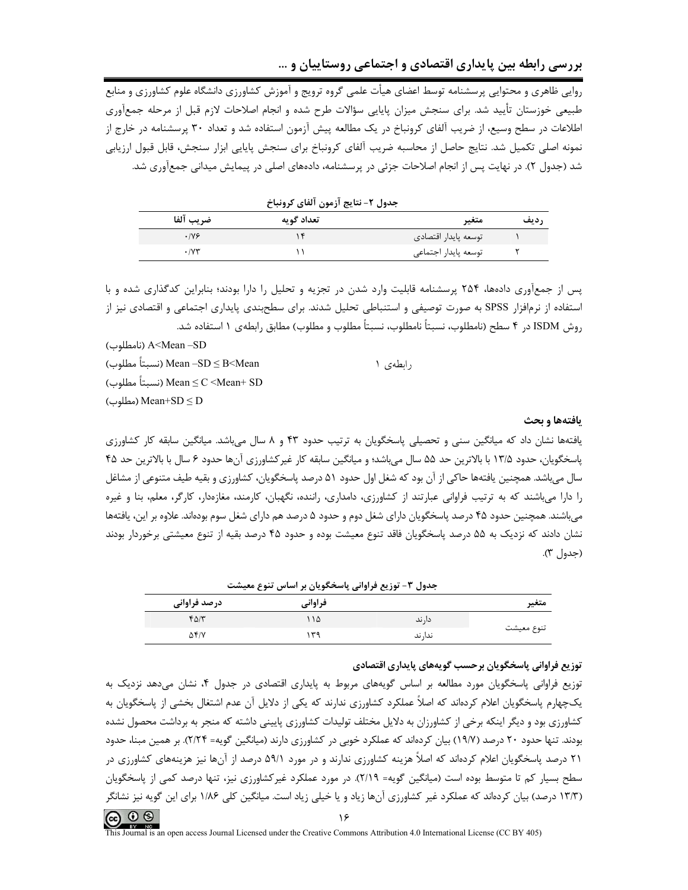روایی ظاهری و محتوایی پرسشنامه توسط اعضای هیأت علمی گروه ترویج و آموزش کشاورزی دانشگاه علوم کشاورزی و منابع طبیعی خوزستان تأیید شد. برای سنجش میزان پایایی سؤالات طرح شده و انجام اصلاحات لازم قبل از مرحله جمع‌آوری اطلاعات در سطح وسیع، از ضریب آلفای کرونباخ در یک مطالعه پیش آزمون استفاده شد و تعداد ۳۰ پرسشنامه در خارج از نمونه اصلی تکمیل شد. نتایج حاصل از محاسبه ضریب آلفای کرونباخ برای سنجش پایایی ابزار سنجش، قابل قبول ارزیابی شد (جدول ۲). در نهایت پس از انجام اصلاحات جزئی در پرسشنامه، داده‌های اصلی در پیمایش میدانی جمع‌آوری شد.

جدول ۲- نتایج آزمون آلفای کرونباخ

| ردیف | متغیر | تعداد گویه | ضریب آلفا |
|---|---|---|---|
| ۱ | توسعه پایدار اقتصادی | ۱۴ | ۰/۷۶ |
| ۲ | توسعه پایدار اجتماعی | ۱۱ | ۰/۷۳ |

پس از جمع‌آوری داده‌ها، ۲۵۴ پرسشنامه قابلیت وارد شدن در تجزیه و تحلیل را دارا بودند؛ بنابراین کدگذاری شده و با استفاده از نرم‌افزار SPSS به صورت توصیفی و استنباطی تحلیل شدند. برای سطح‌بندی پایداری اجتماعی و اقتصادی نیز از روش ISDM در ۴ سطح (نامطلوب، نسبتاً نامطلوب، نسبتاً مطلوب و مطلوب) مطابق رابطه‌ی ۱ استفاده شد.

رابطه‌ی ۱

$A < Mean - SD$ (نامطلوب)

$Mean - SD \leq B < Mean$ (نسبتاً مطلوب)

$Mean \leq C < Mean + SD$ (نسبتاً مطلوب)

$Mean + SD \leq D$ (مطلوب)

### یافته‌ها و بحث

یافته‌ها نشان داد که میانگین سنی و تحصیلی پاسخگویان به ترتیب حدود ۴۳ و ۸ سال می‌باشد. میانگین سابقه کار کشاورزی پاسخگویان، حدود ۱۳/۵ با بالاترین حد ۵۵ سال می‌باشد؛ و میانگین سابقه کار غیرکشاورزی آن‌ها حدود ۶ سال با بالاترین حد ۴۵ سال می‌باشد. همچنین یافته‌ها حاکی از آن بود که شغل اول حدود ۵۱ درصد پاسخگویان، کشاورزی و بقیه طیف متنوعی از مشاغل را دارا می‌باشند که به ترتیب فراوانی عبارتند از کشاورزی، دامداری، راننده، نگهبان، کارمند، مغازه‌دار، کارگر، معلم، بنا و غیره می‌باشند. همچنین حدود ۴۵ درصد پاسخگویان دارای شغل دوم و حدود ۵ درصد هم دارای شغل سوم بوده‌اند. علاوه بر این، یافته‌ها نشان دادند که نزدیک به ۵۵ درصد پاسخگویان فاقد تنوع معیشت بوده و حدود ۴۵ درصد بقیه از تنوع معیشتی برخوردار بودند (جدول ۳).

جدول ۳- توزیع فراوانی پاسخگویان بر اساس تنوع معیشت

| متغیر | | فراوانی | درصد فراوانی |
|---|---|---|---|
| تنوع معیشت | دارند | ۱۱۵ | ۴۵/۳ |
| | ندارند | ۱۳۹ | ۵۴/۷ |

#### توزیع فراوانی پاسخگویان برحسب گویه‌های پایداری اقتصادی

توزیع فراوانی پاسخگویان مورد مطالعه بر اساس گویه‌های مربوط به پایداری اقتصادی در جدول ۴، نشان می‌دهد نزدیک به یک‌چهارم پاسخگویان اعلام کرده‌اند که اصلاً عملکرد کشاورزی ندارند که یکی از دلایل آن عدم اشتغال بخشی از پاسخگویان به کشاورزی بود و دیگر اینکه برخی از کشاورزان به دلایل مختلف تولیدات کشاورزی پایینی داشته که منجر به برداشت محصول نشده بودند. تنها حدود ۲۰ درصد (۱۹/۷) بیان کرده‌اند که عملکرد خوبی در کشاورزی دارند (میانگین گویه= ۲/۲۴). بر همین مبنا، حدود ۲۱ درصد پاسخگویان اعلام کرده‌اند که اصلاً هزینه کشاورزی ندارند و در مورد ۵۹/۱ درصد از آن‌ها نیز هزینه‌های کشاورزی در سطح بسیار کم تا متوسط بوده است (میانگین گویه= ۲/۱۹). در مورد عملکرد غیرکشاورزی نیز، تنها درصد کمی از پاسخگویان (۱۳/۳ درصد) بیان کرده‌اند که عملکرد غیر کشاورزی آن‌ها زیاد و یا خیلی زیاد است. میانگین کلی ۱/۸۶ برای این گویه نیز نشانگر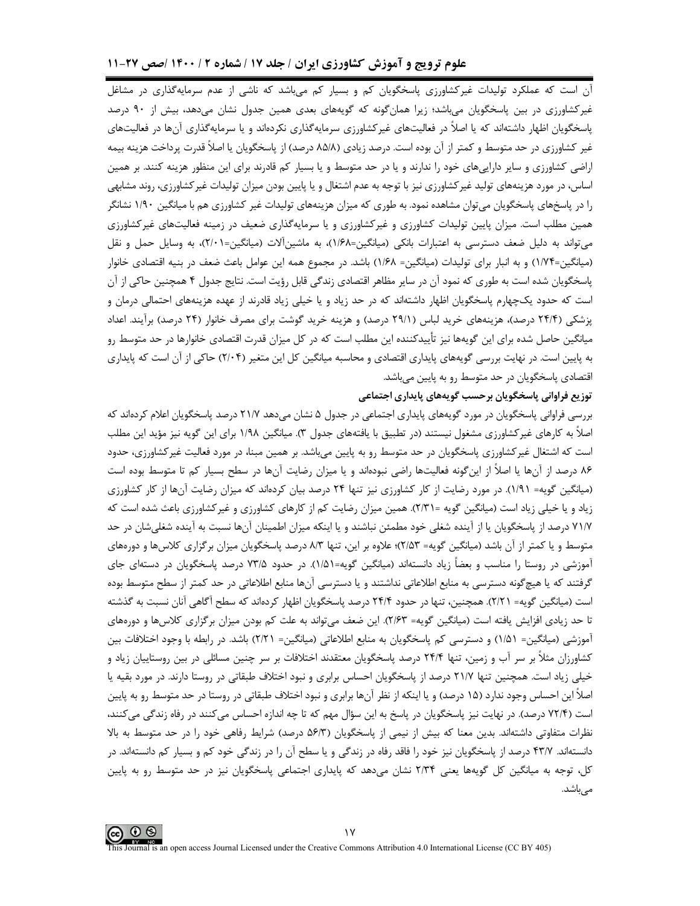آن است که عملکرد تولیدات غیرکشاورزی پاسخگویان کم و بسیار کم می‌باشد که ناشی از عدم سرمایه‌گذاری در مشاغل غیرکشاورزی در بین پاسخگویان می‌باشد؛ زیرا همان‌گونه که گویه‌های بعدی همین جدول نشان می‌دهد، بیش از ۹۰ درصد پاسخگویان اظهار داشته‌اند که یا اصلاً در فعالیت‌های غیرکشاورزی سرمایه‌گذاری نکرده‌اند و یا سرمایه‌گذاری آن‌ها در فعالیت‌های غیر کشاورزی در حد متوسط و کمتر از آن بوده است. درصد زیادی (۸۵/۸ درصد) از پاسخگویان یا اصلاً قدرت پرداخت هزینه بیمه اراضی کشاورزی و سایر دارایی‌های خود را ندارند و یا در حد متوسط و یا بسیار کم قادرند برای این منظور هزینه کنند. بر همین اساس، در مورد هزینه‌های تولید غیرکشاورزی نیز با توجه به عدم اشتغال و یا پایین بودن میزان تولیدات غیرکشاورزی، روند مشابهی را در پاسخ‌های پاسخگویان می‌توان مشاهده نمود. به طوری که میزان هزینه‌های تولیدات غیر کشاورزی هم با میانگین ۱/۹۰ نشانگر همین مطلب است. میزان پایین تولیدات کشاورزی و غیرکشاورزی و یا سرمایه‌گذاری ضعیف در زمینه فعالیت‌های غیرکشاورزی می‌تواند به دلیل ضعف دسترسی به اعتبارات بانکی (میانگین=۱/۶۸)، به ماشین‌آلات (میانگین=۲/۰۱)، به وسایل حمل و نقل (میانگین=۱/۷۴) و به انبار برای تولیدات (میانگین= ۱/۶۸) باشد. در مجموع همه این عوامل باعث ضعف در بنیه اقتصادی خانوار پاسخگویان شده است به طوری که نمود آن در سایر مظاهر اقتصادی زندگی قابل رؤیت است. نتایج جدول ۴ همچنین حاکی از آن است که حدود یک‌چهارم پاسخگویان اظهار داشته‌اند که در حد زیاد و یا خیلی زیاد قادرند از عهده هزینه‌های احتمالی درمان و پزشکی (۲۴/۴ درصد)، هزینه‌های خرید لباس (۲۹/۱ درصد) و هزینه خرید گوشت برای مصرف خانوار (۲۴ درصد) برآیند. اعداد میانگین حاصل شده برای این گویه‌ها نیز تأییدکننده این مطلب است که در کل میزان قدرت اقتصادی خانوارها در حد متوسط رو به پایین است. در نهایت بررسی گویه‌های پایداری اقتصادی و محاسبه میانگین کل این متغیر (۲/۰۴) حاکی از آن است که پایداری اقتصادی پاسخگویان در حد متوسط رو به پایین می‌باشد.

**توزیع فراوانی پاسخگویان برحسب گویه‌های پایداری اجتماعی**

بررسی فراوانی پاسخگویان در مورد گویه‌های پایداری اجتماعی در جدول ۵ نشان می‌دهد ۲۱/۷ درصد پاسخگویان اعلام کرده‌اند که اصلاً به کارهای غیرکشاورزی مشغول نیستند (در تطبیق با یافته‌های جدول ۳). میانگین ۱/۹۸ برای این گویه نیز مؤید این مطلب است که اشتغال غیرکشاورزی پاسخگویان در حد متوسط رو به پایین می‌باشد. بر همین مبنا، در مورد فعالیت غیرکشاورزی، حدود ۸۶ درصد از آن‌ها یا اصلاً از این‌گونه فعالیت‌ها راضی نبوده‌اند و یا میزان رضایت آن‌ها در سطح بسیار کم تا متوسط بوده است (میانگین گویه= ۱/۹۱). در مورد رضایت از کار کشاورزی نیز تنها ۲۴ درصد بیان کرده‌اند که میزان رضایت آن‌ها از کار کشاورزی زیاد و یا خیلی زیاد است (میانگین گویه =۲/۳۱). همین میزان رضایت کم از کارهای کشاورزی و غیرکشاورزی باعث شده است که ۷۱/۷ درصد از پاسخگویان یا از آینده شغلی خود مطمئن نباشند و یا اینکه میزان اطمینان آن‌ها نسبت به آینده شغلی‌شان در حد متوسط و یا کمتر از آن باشد (میانگین گویه= ۲/۵۳)؛ علاوه بر این، تنها ۸/۳ درصد پاسخگویان میزان برگزاری کلاس‌ها و دوره‌های آموزشی در روستا را مناسب و بعضاً زیاد دانسته‌اند (میانگین گویه=۱/۵۱). در حدود ۷۳/۵ درصد پاسخگویان در دسته‌ای جای گرفتند که یا هیچ‌گونه دسترسی به منابع اطلاعاتی نداشتند و یا دسترسی آن‌ها منابع اطلاعاتی در حد کمتر از سطح متوسط بوده است (میانگین گویه= ۲/۲۱). همچنین، تنها در حدود ۲۴/۴ درصد پاسخگویان اظهار کرده‌اند که سطح آگاهی آنان نسبت به گذشته تا حد زیادی افزایش یافته است (میانگین گویه= ۲/۶۳). این ضعف می‌تواند به علت کم بودن میزان برگزاری کلاس‌ها و دوره‌های آموزشی (میانگین= ۱/۵۱) و دسترسی کم پاسخگویان به منابع اطلاعاتی (میانگین= ۲/۲۱) باشد. در رابطه با وجود اختلافات بین کشاورزان مثلاً بر سر آب و زمین، تنها ۲۴/۴ درصد پاسخگویان معتقدند اختلافات بر سر چنین مسائلی در بین روستاییان زیاد و خیلی زیاد است. همچنین تنها ۲۱/۷ درصد از پاسخگویان احساس برابری و نبود اختلاف طبقاتی در روستا دارند. در مورد بقیه یا اصلاً این احساس وجود ندارد (۱۵ درصد) و یا اینکه از نظر آن‌ها برابری و نبود اختلاف طبقاتی در روستا در حد متوسط رو به پایین است (۷۲/۴ درصد). در نهایت نیز پاسخگویان در پاسخ به این سؤال مهم که تا چه اندازه احساس می‌کنند در رفاه زندگی می‌کنند، نظرات متفاوتی داشته‌اند. بدین معنا که بیش از نیمی از پاسخگویان (۵۶/۳ درصد) شرایط رفاهی خود را در حد متوسط به بالا دانسته‌اند. ۴۳/۷ درصد از پاسخگویان نیز خود را فاقد رفاه در زندگی و یا سطح آن را در زندگی خود کم و بسیار کم دانسته‌اند. در کل، توجه به میانگین کل گویه‌ها یعنی ۲/۳۴ نشان می‌دهد که پایداری اجتماعی پاسخگویان نیز در حد متوسط رو به پایین می‌باشد.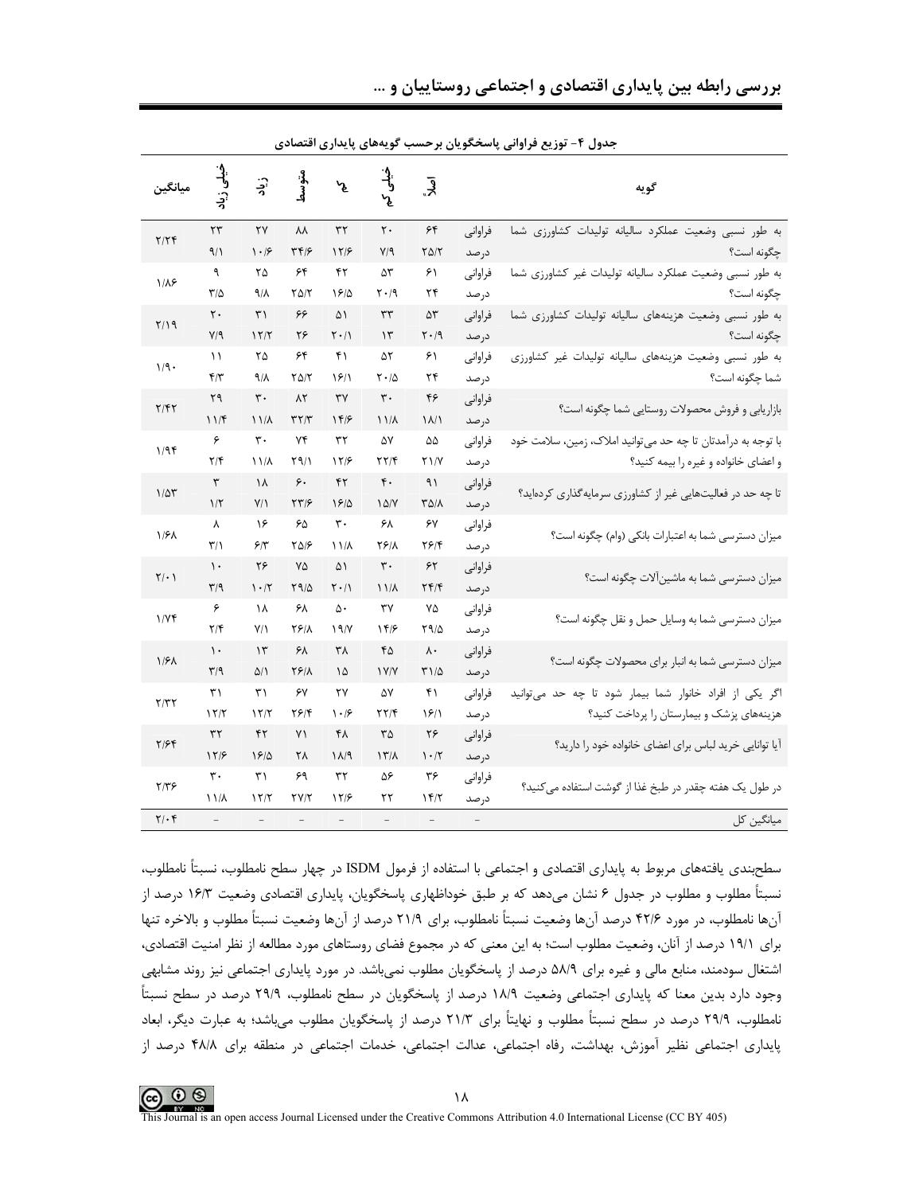جدول ۴- توزیع فراوانی پاسخگویان برحسب گویه‌های پایداری اقتصادی

| گویه | | اصلاً | خیلی کم | کم | متوسط | زیاد | خیلی زیاد | میانگین |
|---|---|---|---|---|---|---|---|---|
| به طور نسبی وضعیت عملکرد سالیانه تولیدات کشاورزی شما چگونه است؟ | فراوانی | ۶۴ | ۲۰ | ۳۲ | ۸۸ | ۲۷ | ۲۳ | ۲/۲۴ |
| | درصد | ۲۵/۲ | ۷/۹ | ۱۲/۶ | ۳۴/۶ | ۱۰/۶ | ۹/۱ | |
| به طور نسبی وضعیت عملکرد سالیانه تولیدات غیر کشاورزی شما چگونه است؟ | فراوانی | ۶۱ | ۵۳ | ۴۲ | ۶۴ | ۲۵ | ۹ | ۱/۸۶ |
| | درصد | ۲۴ | ۲۰/۹ | ۱۶/۵ | ۲۵/۲ | ۹/۸ | ۳/۵ | |
| به طور نسبی وضعیت هزینه‌های سالیانه تولیدات کشاورزی شما چگونه است؟ | فراوانی | ۵۳ | ۳۳ | ۵۱ | ۶۶ | ۳۱ | ۲۰ | ۲/۱۹ |
| | درصد | ۲۰/۹ | ۱۳ | ۲۰/۱ | ۲۶ | ۱۲/۲ | ۷/۹ | |
| به طور نسبی وضعیت هزینه‌های سالیانه تولیدات غیر کشاورزی شما چگونه است؟ | فراوانی | ۶۱ | ۵۲ | ۴۱ | ۶۴ | ۲۵ | ۱۱ | ۱/۹۰ |
| | درصد | ۲۴ | ۲۰/۵ | ۱۶/۱ | ۲۵/۲ | ۹/۸ | ۴/۳ | |
| بازاریابی و فروش محصولات روستایی شما چگونه است؟ | فراوانی | ۴۶ | ۳۰ | ۳۷ | ۸۲ | ۳۰ | ۲۹ | ۲/۴۲ |
| | درصد | ۱۸/۱ | ۱۱/۸ | ۱۴/۶ | ۳۲/۳ | ۱۱/۸ | ۱۱/۴ | |
| با توجه به درآمدتان تا چه حد می‌توانید املاک، زمین، سلامت خود و اعضای خانواده و غیره را بیمه کنید؟ | فراوانی | ۵۵ | ۵۷ | ۳۲ | ۷۴ | ۳۰ | ۶ | ۱/۹۴ |
| | درصد | ۲۱/۷ | ۲۲/۴ | ۱۲/۶ | ۲۹/۱ | ۱۱/۸ | ۲/۴ | |
| تا چه حد در فعالیت‌هایی غیر از کشاورزی سرمایه‌گذاری کرده‌اید؟ | فراوانی | ۹۱ | ۴۰ | ۴۲ | ۶۰ | ۱۸ | ۳ | ۱/۵۳ |
| | درصد | ۳۵/۸ | ۱۵/۷ | ۱۶/۵ | ۲۳/۶ | ۷/۱ | ۱/۲ | |
| میزان دسترسی شما به اعتبارات بانکی (وام) چگونه است؟ | فراوانی | ۶۷ | ۶۸ | ۳۰ | ۶۵ | ۱۶ | ۸ | ۱/۶۸ |
| | درصد | ۲۶/۴ | ۲۶/۸ | ۱۱/۸ | ۲۵/۶ | ۶/۳ | ۳/۱ | |
| میزان دسترسی شما به ماشین‌آلات چگونه است؟ | فراوانی | ۶۲ | ۳۰ | ۵۱ | ۷۵ | ۲۶ | ۱۰ | ۲/۰۱ |
| | درصد | ۲۴/۴ | ۱۱/۸ | ۲۰/۱ | ۲۹/۵ | ۱۰/۲ | ۳/۹ | |
| میزان دسترسی شما به وسایل حمل و نقل چگونه است؟ | فراوانی | ۷۵ | ۳۷ | ۵۰ | ۶۸ | ۱۸ | ۶ | ۱/۷۴ |
| | درصد | ۲۹/۵ | ۱۴/۶ | ۱۹/۷ | ۲۶/۸ | ۷/۱ | ۲/۴ | |
| میزان دسترسی شما به انبار برای محصولات چگونه است؟ | فراوانی | ۸۰ | ۴۵ | ۳۸ | ۶۸ | ۱۳ | ۱۰ | ۱/۶۸ |
| | درصد | ۳۱/۵ | ۱۷/۷ | ۱۵ | ۲۶/۸ | ۵/۱ | ۳/۹ | |
| اگر یکی از افراد خانوار شما بیمار شود تا چه حد می‌توانید هزینه‌های پزشک و بیمارستان را پرداخت کنید؟ | فراوانی | ۴۱ | ۵۷ | ۲۷ | ۶۷ | ۳۱ | ۳۱ | ۲/۳۲ |
| | درصد | ۱۶/۱ | ۲۲/۴ | ۱۰/۶ | ۲۶/۴ | ۱۲/۲ | ۱۲/۲ | |
| آیا توانایی خرید لباس برای اعضای خانواده خود را دارید؟ | فراوانی | ۲۶ | ۳۵ | ۴۸ | ۷۱ | ۴۲ | ۳۲ | ۲/۶۴ |
| | درصد | ۱۰/۲ | ۱۳/۸ | ۱۸/۹ | ۲۸ | ۱۶/۵ | ۱۲/۶ | |
| در طول یک هفته چقدر در طبخ غذا از گوشت استفاده می‌کنید؟ | فراوانی | ۳۶ | ۵۶ | ۳۲ | ۶۹ | ۳۱ | ۳۰ | ۲/۳۶ |
| | درصد | ۱۴/۲ | ۲۲ | ۱۲/۶ | ۲۷/۲ | ۱۲/۲ | ۱۱/۸ | |
| میانگین کل | – | – | – | – | – | – | – | ۲/۰۴ |

سطح‌بندی یافته‌های مربوط به پایداری اقتصادی و اجتماعی با استفاده از فرمول ISDM در چهار سطح نامطلوب، نسبتاً نامطلوب، نسبتاً مطلوب و مطلوب در جدول ۶ نشان می‌دهد که بر طبق خوداظهاری پاسخگویان، پایداری اقتصادی وضعیت ۱۶/۳ درصد از آن‌ها نامطلوب، در مورد ۴۲/۶ درصد آن‌ها وضعیت نسبتاً نامطلوب، برای ۲۱/۹ درصد از آن‌ها وضعیت نسبتاً مطلوب و بالاخره تنها برای ۱۹/۱ درصد از آنان، وضعیت مطلوب است؛ به این معنی که در مجموع فضای روستاهای مورد مطالعه از نظر امنیت اقتصادی، اشتغال سودمند، منابع مالی و غیره برای ۵۸/۹ درصد از پاسخگویان مطلوب نمی‌باشد. در مورد پایداری اجتماعی نیز روند مشابهی وجود دارد بدین معنا که پایداری اجتماعی وضعیت ۱۸/۹ درصد از پاسخگویان در سطح نامطلوب، ۲۹/۹ درصد در سطح نسبتاً نامطلوب، ۲۹/۹ درصد در سطح نسبتاً مطلوب و نهایتاً برای ۲۱/۳ درصد از پاسخگویان مطلوب می‌باشد؛ به عبارت دیگر، ابعاد پایداری اجتماعی نظیر آموزش، بهداشت، رفاه اجتماعی، عدالت اجتماعی، خدمات اجتماعی در منطقه برای ۴۸/۸ درصد از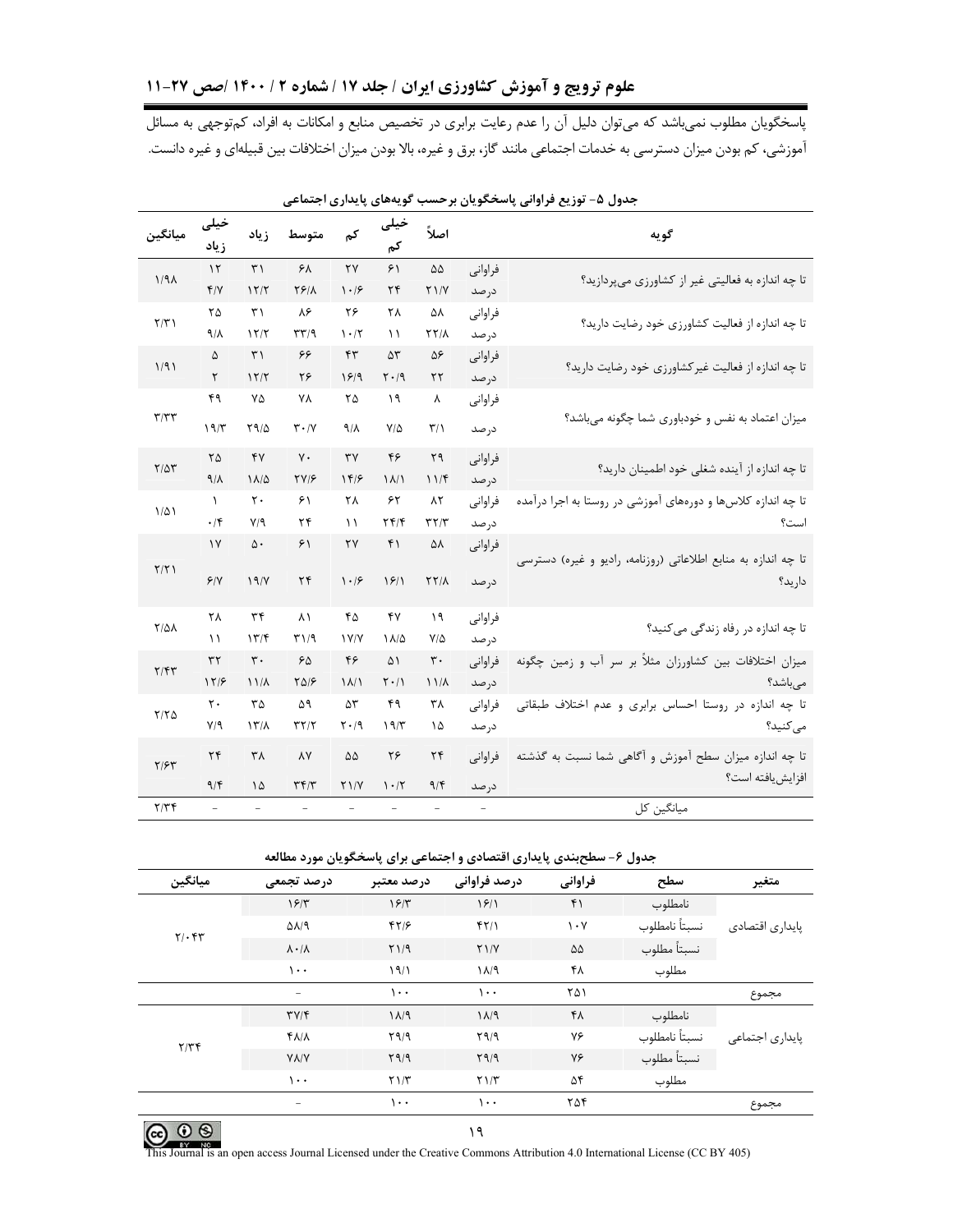پاسخگویان مطلوب نمی‌باشد که می‌توان دلیل آن را عدم رعایت برابری در تخصیص منابع و امکانات به افراد، کم‌توجهی به مسائل آموزشی، کم بودن میزان دسترسی به خدمات اجتماعی مانند گاز، برق و غیره، بالا بودن میزان اختلافات بین قبیله‌ای و غیره دانست.

**جدول ۵- توزیع فراوانی پاسخگویان برحسب گویه‌های پایداری اجتماعی**

| گویه | | اصلاً | خیلی کم | کم | متوسط | زیاد | خیلی زیاد | میانگین |
|---|---|---|---|---|---|---|---|---|
| تا چه اندازه به فعالیتی غیر از کشاورزی می‌پردازید؟ | فراوانی | ۵۵ | ۶۱ | ۲۷ | ۶۸ | ۳۱ | ۱۲ | ۱/۹۸ |
| | درصد | ۲۱/۷ | ۲۴ | ۱۰/۶ | ۲۶/۸ | ۱۲/۲ | ۴/۷ | |
| تا چه اندازه از فعالیت کشاورزی خود رضایت دارید؟ | فراوانی | ۵۸ | ۲۸ | ۲۶ | ۸۶ | ۳۱ | ۲۵ | ۲/۳۱ |
| | درصد | ۲۲/۸ | ۱۱ | ۱۰/۲ | ۳۳/۹ | ۱۲/۲ | ۹/۸ | |
| تا چه اندازه از فعالیت غیرکشاورزی خود رضایت دارید؟ | فراوانی | ۵۶ | ۵۳ | ۴۳ | ۶۶ | ۳۱ | ۵ | ۱/۹۱ |
| | درصد | ۲۲ | ۲۰/۹ | ۱۶/۹ | ۲۶ | ۱۲/۲ | ۲ | |
| میزان اعتماد به نفس و خودباوری شما چگونه می‌باشد؟ | فراوانی | ۸ | ۱۹ | ۲۵ | ۷۸ | ۷۵ | ۴۹ | ۳/۳۳ |
| | درصد | ۳/۱ | ۷/۵ | ۹/۸ | ۳۰/۷ | ۲۹/۵ | ۱۹/۳ | |
| تا چه اندازه از آینده شغلی خود اطمینان دارید؟ | فراوانی | ۲۹ | ۴۶ | ۳۷ | ۷۰ | ۴۷ | ۲۵ | ۲/۵۳ |
| | درصد | ۱۱/۴ | ۱۸/۱ | ۱۴/۶ | ۲۷/۶ | ۱۸/۵ | ۹/۸ | |
| تا چه اندازه کلاس‌ها و دوره‌های آموزشی در روستا به اجرا درآمده است؟ | فراوانی | ۸۲ | ۶۲ | ۲۸ | ۶۱ | ۲۰ | ۱ | ۱/۵۱ |
| | درصد | ۳۲/۳ | ۲۴/۴ | ۱۱ | ۲۴ | ۷/۹ | ۰/۴ | |
| تا چه اندازه به منابع اطلاعاتی (روزنامه، رادیو و غیره) دسترسی دارید؟ | فراوانی | ۵۸ | ۴۱ | ۲۷ | ۶۱ | ۵۰ | ۱۷ | ۲/۲۱ |
| | درصد | ۲۲/۸ | ۱۶/۱ | ۱۰/۶ | ۲۴ | ۱۹/۷ | ۶/۷ | |
| تا چه اندازه در رفاه زندگی می‌کنید؟ | فراوانی | ۱۹ | ۴۷ | ۴۵ | ۸۱ | ۳۴ | ۲۸ | ۲/۵۸ |
| | درصد | ۷/۵ | ۱۸/۵ | ۱۷/۷ | ۳۱/۹ | ۱۳/۴ | ۱۱ | |
| میزان اختلافات بین کشاورزان مثلاً بر سر آب و زمین چگونه می‌باشد؟ | فراوانی | ۳۰ | ۵۱ | ۴۶ | ۶۵ | ۳۰ | ۳۲ | ۲/۴۳ |
| | درصد | ۱۱/۸ | ۲۰/۱ | ۱۸/۱ | ۲۵/۶ | ۱۱/۸ | ۱۲/۶ | |
| تا چه اندازه در روستا احساس برابری و عدم اختلاف طبقاتی می‌کنید؟ | فراوانی | ۳۸ | ۴۹ | ۵۳ | ۵۹ | ۳۵ | ۲۰ | ۲/۲۵ |
| | درصد | ۱۵ | ۱۹/۳ | ۲۰/۹ | ۳۲/۲ | ۱۳/۸ | ۷/۹ | |
| تا چه اندازه میزان سطح آموزش و آگاهی شما نسبت به گذشته افزایش‌یافته است؟ | فراوانی | ۲۴ | ۲۶ | ۵۵ | ۸۷ | ۳۸ | ۲۴ | ۲/۶۳ |
| | درصد | ۹/۴ | ۱۰/۲ | ۲۱/۷ | ۳۴/۳ | ۱۵ | ۹/۴ | |
| میانگین کل | - | - | - | - | - | - | - | ۲/۳۴ |

**جدول ۶- سطح‌بندی پایداری اقتصادی و اجتماعی برای پاسخگویان مورد مطالعه**

| متغیر | سطح | فراوانی | درصد فراوانی | درصد معتبر | درصد تجمعی | میانگین |
|---|---|---|---|---|---|---|
| پایداری اقتصادی | نامطلوب | ۴۱ | ۱۶/۱ | ۱۶/۳ | ۱۶/۳ | ۲/۰۴۳ |
| | نسبتاً نامطلوب | ۱۰۷ | ۴۲/۱ | ۴۲/۶ | ۵۸/۹ | |
| | نسبتاً مطلوب | ۵۵ | ۲۱/۷ | ۲۱/۹ | ۸۰/۸ | |
| | مطلوب | ۴۸ | ۱۸/۹ | ۱۹/۱ | ۱۰۰ | |
| مجموع | | ۲۵۱ | ۱۰۰ | ۱۰۰ | - | |
| پایداری اجتماعی | نامطلوب | ۴۸ | ۱۸/۹ | ۱۸/۹ | ۳۷/۴ | ۲/۳۴ |
| | نسبتاً نامطلوب | ۷۶ | ۲۹/۹ | ۲۹/۹ | ۴۸/۸ | |
| | نسبتاً مطلوب | ۷۶ | ۲۹/۹ | ۲۹/۹ | ۷۸/۷ | |
| | مطلوب | ۵۴ | ۲۱/۳ | ۲۱/۳ | ۱۰۰ | |
| مجموع | | ۲۵۴ | ۱۰۰ | ۱۰۰ | - | |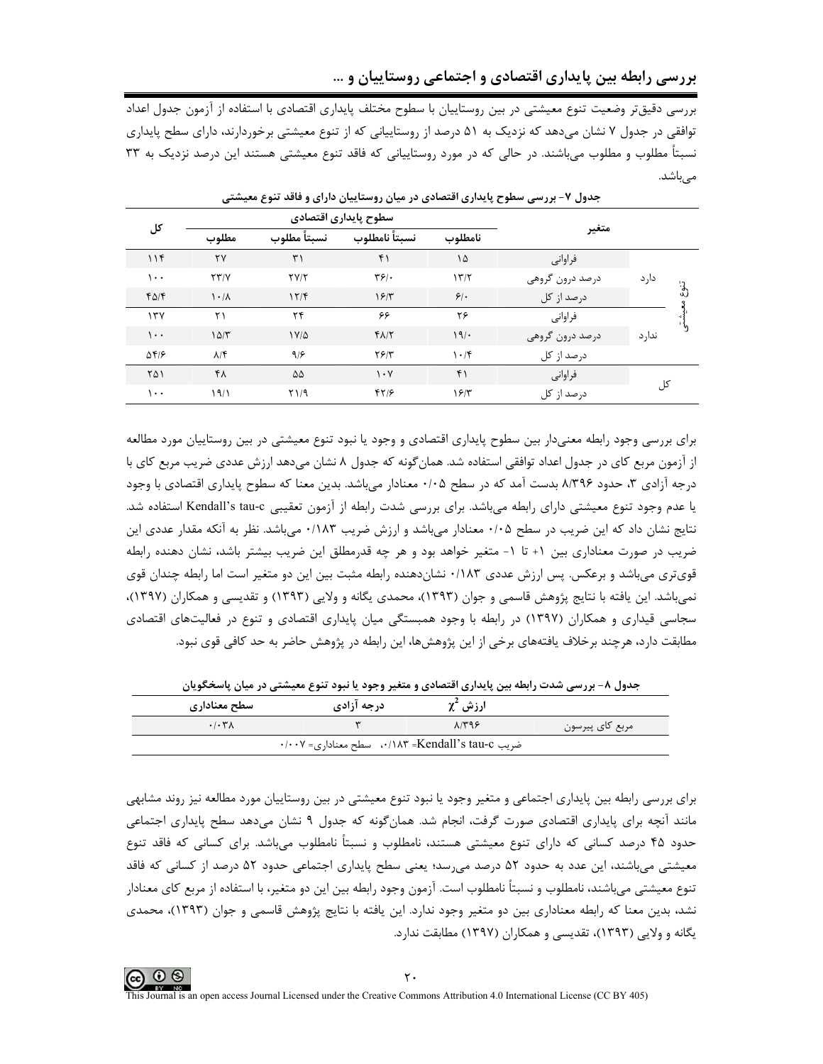بررسی دقیق‌تر وضعیت تنوع معیشتی در بین روستاییان با سطوح مختلف پایداری اقتصادی با استفاده از آزمون جدول اعداد توافقی در جدول ۷ نشان می‌دهد که نزدیک به ۵۱ درصد از روستاییانی که از تنوع معیشتی برخوردارند، دارای سطح پایداری نسبتاً مطلوب و مطلوب می‌باشند. در حالی که در مورد روستاییانی که فاقد تنوع معیشتی هستند این درصد نزدیک به ۳۳ می‌باشد.

**جدول ۷- بررسی سطوح پایداری اقتصادی در میان روستاییان دارای و فاقد تنوع معیشتی**

| متغیر | | | سطوح پایداری اقتصادی | | | | کل |
|---|---|---|---|---|---|---|---|
| | | | نامطلوب | نسبتاً نامطلوب | نسبتاً مطلوب | مطلوب | |
| تنوع معیشتی | دارد | فراوانی | ۱۵ | ۴۱ | ۳۱ | ۲۷ | ۱۱۴ |
| | | درصد درون گروهی | ۱۳/۲ | ۳۶/۰ | ۲۷/۲ | ۲۳/۷ | ۱۰۰ |
| | | درصد از کل | ۶/۰ | ۱۶/۳ | ۱۲/۴ | ۱۰/۸ | ۴۵/۴ |
| | ندارد | فراوانی | ۲۶ | ۶۶ | ۲۴ | ۲۱ | ۱۳۷ |
| | | درصد درون گروهی | ۱۹/۰ | ۴۸/۲ | ۱۷/۵ | ۱۵/۳ | ۱۰۰ |
| | | درصد از کل | ۱۰/۴ | ۲۶/۳ | ۹/۶ | ۸/۴ | ۵۴/۶ |
| کل | | فراوانی | ۴۱ | ۱۰۷ | ۵۵ | ۴۸ | ۲۵۱ |
| | | درصد از کل | ۱۶/۳ | ۴۲/۶ | ۲۱/۹ | ۱۹/۱ | ۱۰۰ |

برای بررسی وجود رابطه معنی‌دار بین سطوح پایداری اقتصادی و وجود یا نبود تنوع معیشتی در بین روستاییان مورد مطالعه از آزمون مربع کای در جدول اعداد توافقی استفاده شد. همان‌گونه که جدول ۸ نشان می‌دهد ارزش عددی ضریب مربع کای با درجه آزادی ۳، حدود ۸/۳۹۶ بدست آمد که در سطح ۰/۰۵ معنادار می‌باشد. بدین معنا که سطوح پایداری اقتصادی با وجود یا عدم وجود تنوع معیشتی دارای رابطه می‌باشد. برای بررسی شدت رابطه از آزمون تعقیبی Kendall's tau-c استفاده شد. نتایج نشان داد که این ضریب در سطح ۰/۰۵ معنادار می‌باشد و ارزش ضریب ۰/۱۸۳ می‌باشد. نظر به آنکه مقدار عددی این ضریب در صورت معناداری بین ۱+ تا ۱- متغیر خواهد بود و هر چه قدرمطلق این ضریب بیشتر باشد، نشان دهنده رابطه قوی‌تری می‌باشد و برعکس. پس ارزش عددی ۰/۱۸۳ نشان‌دهنده رابطه مثبت بین این دو متغیر است اما رابطه چندان قوی نمی‌باشد. این یافته با نتایج پژوهش قاسمی و جوان (۱۳۹۳)، محمدی یگانه و ولایی (۱۳۹۳) و تقدیسی و همکاران (۱۳۹۷)، سجاسی قیداری و همکاران (۱۳۹۷) در رابطه با وجود همبستگی میان پایداری اقتصادی و تنوع در فعالیت‌های اقتصادی مطابقت دارد، هرچند برخلاف یافته‌های برخی از این پژوهش‌ها، این رابطه در پژوهش حاضر به حد کافی قوی نبود.

**جدول ۸- بررسی شدت رابطه بین پایداری اقتصادی و متغیر وجود یا نبود تنوع معیشتی در میان پاسخگویان**

| | ارزش $\chi^2$ | درجه آزادی | سطح معناداری |
|---|---|---|---|
| مربع کای پیرسون | ۸/۳۹۶ | ۳ | ۰/۰۳۸ |
| ضریب Kendall's tau-c= ۰/۱۸۳،  سطح معناداری= ۰/۰۰۷ | | | |

برای بررسی رابطه بین پایداری اجتماعی و متغیر وجود یا نبود تنوع معیشتی در بین روستاییان مورد مطالعه نیز روند مشابهی مانند آنچه برای پایداری اقتصادی صورت گرفت، انجام شد. همان‌گونه که جدول ۹ نشان می‌دهد سطح پایداری اجتماعی حدود ۴۵ درصد کسانی که دارای تنوع معیشتی هستند، نامطلوب و نسبتاً نامطلوب می‌باشد. برای کسانی که فاقد تنوع معیشتی می‌باشند، این عدد به حدود ۵۲ درصد می‌رسد؛ یعنی سطح پایداری اجتماعی حدود ۵۲ درصد از کسانی که فاقد تنوع معیشتی می‌باشند، نامطلوب و نسبتاً نامطلوب است. آزمون وجود رابطه بین این دو متغیر، با استفاده از مربع کای معنادار نشد، بدین معنا که رابطه معناداری بین دو متغیر وجود ندارد. این یافته با نتایج پژوهش قاسمی و جوان (۱۳۹۳)، محمدی یگانه و ولایی (۱۳۹۳)، تقدیسی و همکاران (۱۳۹۷) مطابقت ندارد.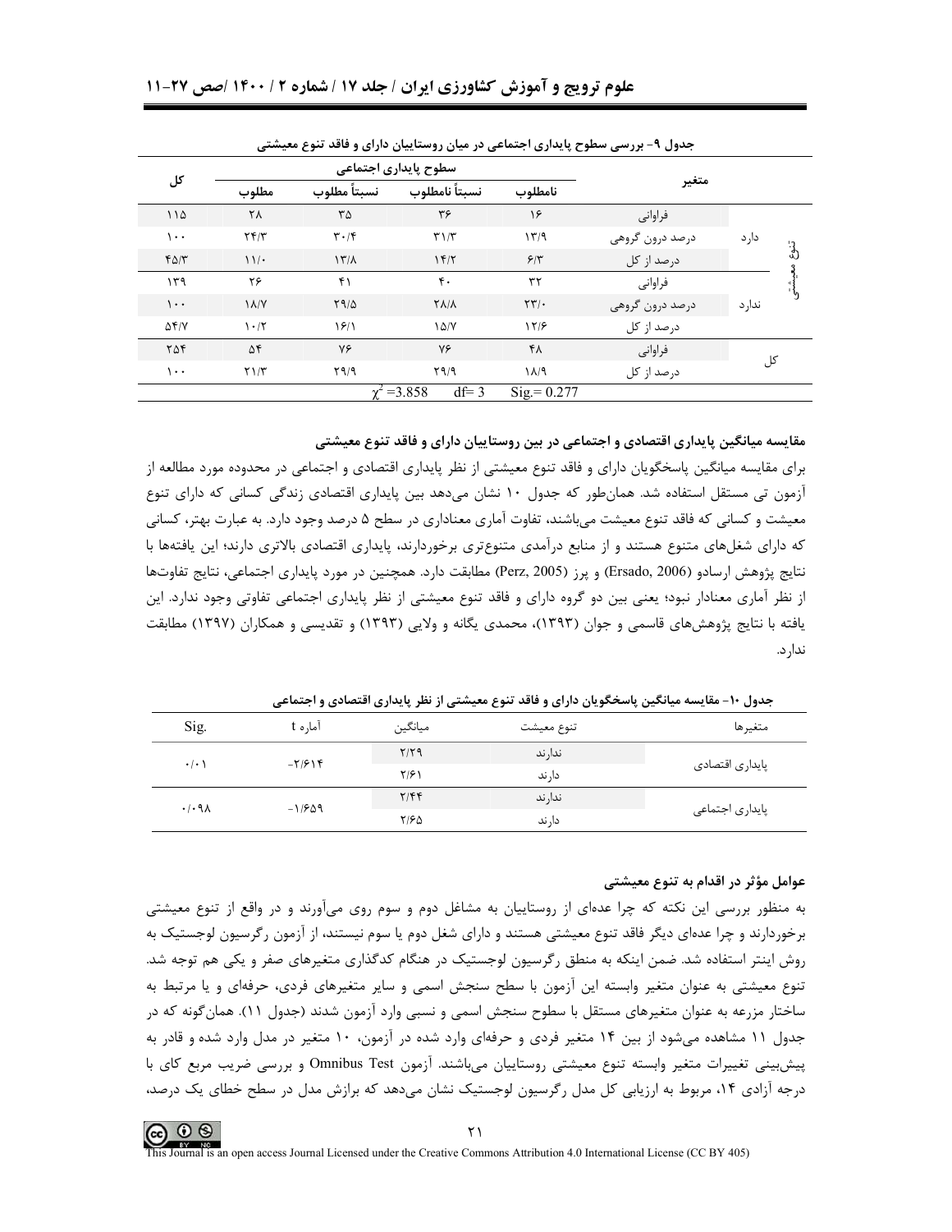جدول ۹- بررسی سطوح پایداری اجتماعی در میان روستاییان دارای و فاقد تنوع معیشتی

| متغیر | | | سطوح پایداری اجتماعی | | | | کل |
|---|---|---|---|---|---|---|---|
| | | | نامطلوب | نسبتاً نامطلوب | نسبتاً مطلوب | مطلوب | |
| تنوع معیشتی | دارد | فراوانی | ۱۶ | ۳۶ | ۳۵ | ۲۸ | ۱۱۵ |
| | | درصد درون گروهی | ۱۳/۹ | ۳۱/۳ | ۳۰/۴ | ۲۴/۳ | ۱۰۰ |
| | | درصد از کل | ۶/۳ | ۱۴/۲ | ۱۳/۸ | ۱۱/۰ | ۴۵/۳ |
| | ندارد | فراوانی | ۳۲ | ۴۰ | ۴۱ | ۲۶ | ۱۳۹ |
| | | درصد درون گروهی | ۲۳/۰ | ۲۸/۸ | ۲۹/۵ | ۱۸/۷ | ۱۰۰ |
| | | درصد از کل | ۱۲/۶ | ۱۵/۷ | ۱۶/۱ | ۱۰/۲ | ۵۴/۷ |
| کل | | فراوانی | ۴۸ | ۷۶ | ۷۶ | ۵۴ | ۲۵۴ |
| | | درصد از کل | ۱۸/۹ | ۲۹/۹ | ۲۹/۹ | ۲۱/۳ | ۱۰۰ |
| | | | Sig.= 0.277 | df= 3 | $\chi^2$ =3.858 | | |

**مقایسه میانگین پایداری اقتصادی و اجتماعی در بین روستاییان دارای و فاقد تنوع معیشتی**

برای مقایسه میانگین پاسخگویان دارای و فاقد تنوع معیشتی از نظر پایداری اقتصادی و اجتماعی در محدوده مورد مطالعه از آزمون تی مستقل استفاده شد. همان‌طور که جدول ۱۰ نشان می‌دهد بین پایداری اقتصادی زندگی کسانی که دارای تنوع معیشت و کسانی که فاقد تنوع معیشت می‌باشند، تفاوت آماری معناداری در سطح ۵ درصد وجود دارد. به عبارت بهتر، کسانی که دارای شغل‌های متنوع هستند و از منابع درآمدی متنوع‌تری برخوردارند، پایداری اقتصادی بالاتری دارند؛ این یافته‌ها با نتایج پژوهش ارسادو (Ersado, 2006) و پرز (Perz, 2005) مطابقت دارد. همچنین در مورد پایداری اجتماعی، نتایج تفاوت‌ها از نظر آماری معنادار نبود؛ یعنی بین دو گروه دارای و فاقد تنوع معیشتی از نظر پایداری اجتماعی تفاوتی وجود ندارد. این یافته با نتایج پژوهش‌های قاسمی و جوان (۱۳۹۳)، محمدی یگانه و ولایی (۱۳۹۳) و تقدیسی و همکاران (۱۳۹۷) مطابقت ندارد.

جدول ۱۰- مقایسه میانگین پاسخگویان دارای و فاقد تنوع معیشتی از نظر پایداری اقتصادی و اجتماعی

| متغیرها | تنوع معیشت | میانگین | آماره t | Sig. |
|---|---|---|---|---|
| پایداری اقتصادی | ندارند | ۲/۲۹ | -۲/۶۱۴ | ۰/۰۱ |
| | دارند | ۲/۶۱ | | |
| پایداری اجتماعی | ندارند | ۲/۴۴ | -۱/۶۵۹ | ۰/۰۹۸ |
| | دارند | ۲/۶۵ | | |

**عوامل مؤثر در اقدام به تنوع معیشتی**

به منظور بررسی این نکته که چرا عده‌ای از روستاییان به مشاغل دوم و سوم روی می‌آورند و در واقع از تنوع معیشتی برخوردارند و چرا عده‌ای دیگر فاقد تنوع معیشتی هستند و دارای شغل دوم یا سوم نیستند، از آزمون رگرسیون لوجستیک به روش اینتر استفاده شد. ضمن اینکه به منطق رگرسیون لوجستیک در هنگام کدگذاری متغیرهای صفر و یکی هم توجه شد. تنوع معیشتی به عنوان متغیر وابسته این آزمون با سطح سنجش اسمی و سایر متغیرهای فردی، حرفه‌ای و یا مرتبط به ساختار مزرعه به عنوان متغیرهای مستقل با سطوح سنجش اسمی و نسبی وارد آزمون شدند (جدول ۱۱). همان‌گونه که در جدول ۱۱ مشاهده می‌شود از بین ۱۴ متغیر فردی و حرفه‌ای وارد شده در آزمون، ۱۰ متغیر در مدل وارد شده و قادر به پیش‌بینی تغییرات متغیر وابسته تنوع معیشتی روستاییان می‌باشند. آزمون Omnibus Test و بررسی ضریب مربع کای با درجه آزادی ۱۴، مربوط به ارزیابی کل مدل رگرسیون لوجستیک نشان می‌دهد که برازش مدل در سطح خطای یک درصد،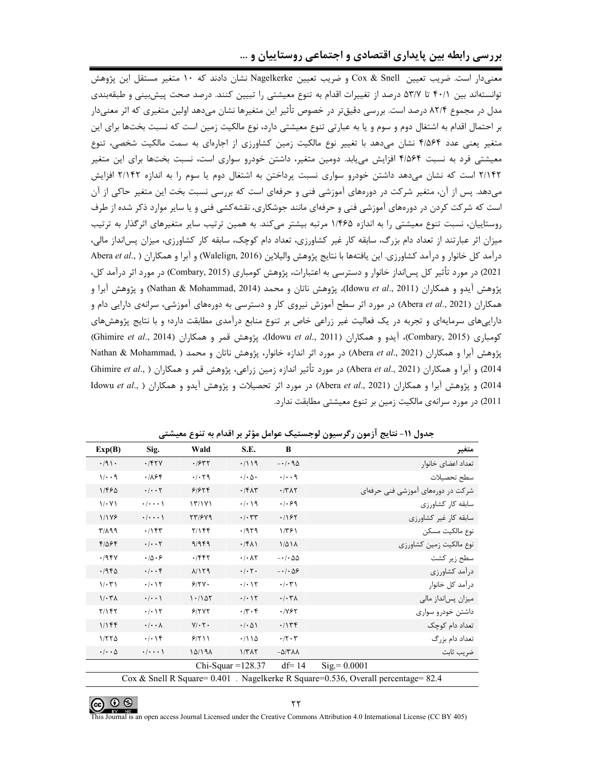معنی‌دار است. ضریب تعیین Cox & Snell و ضریب تعیین Nagelkerke نشان دادند که ۱۰ متغیر مستقل این پژوهش توانسته‌اند بین ۴۰/۱ تا ۵۳/۷ درصد از تغییرات اقدام به تنوع معیشتی را تبیین کنند. درصد صحت پیش‌بینی و طبقه‌بندی مدل در مجموع ۸۲/۴ درصد است. بررسی دقیق‌تر در خصوص تأثیر این متغیرها نشان می‌دهد اولین متغیری که اثر معنی‌دار بر احتمال اقدام به اشتغال دوم و سوم و یا به عبارتی تنوع معیشتی دارد، نوع مالکیت زمین است که نسبت بخت‌ها برای این متغیر یعنی عدد ۴/۵۶۴ نشان می‌دهد با تغییر نوع مالکیت زمین کشاورزی از اجاره‌ای به سمت مالکیت شخصی، تنوع معیشتی فرد به نسبت ۴/۵۶۴ افزایش می‌یابد. دومین متغیر، داشتن خودرو سواری است، نسبت بخت‌ها برای این متغیر ۲/۱۴۲ است که نشان می‌دهد داشتن خودرو سواری نسبت پرداختن به اشتغال دوم یا سوم را به اندازه ۲/۱۴۲ افزایش می‌دهد. پس از آن، متغیر شرکت در دوره‌های آموزشی فنی و حرفه‌ای است که بررسی نسبت بخت این متغیر حاکی از آن است که شرکت کردن در دوره‌های آموزشی فنی و حرفه‌ای مانند جوشکاری، نقشه‌کشی فنی و یا سایر موارد ذکر شده از طرف روستاییان، نسبت تنوع معیشتی را به اندازه ۱/۴۶۵ مرتبه بیشتر می‌کند. به همین ترتیب سایر متغیرهای اثرگذار به ترتیب میزان اثر عبارتند از تعداد دام بزرگ، سابقه کار غیر کشاورزی، تعداد دام کوچک، سابقه کار کشاورزی، میزان پس‌انداز مالی، درآمد کل خانوار و درآمد کشاورزی. این یافته‌ها با نتایج پژوهش والیلاین (Walelign, 2016) و آبرا و همکاران (Abera *et al*., 2021) در مورد تأثیر کل پس‌انداز خانوار و دسترسی به اعتبارات، پژوهش کومباری (Combary, 2015) در مورد اثر درآمد کل، پژوهش آیدو و همکاران (Idowu *et al*., 2011)، پژوهش ناتان و محمد (Nathan & Mohammad, 2014) و پژوهش آبرا و همکاران (Abera *et al*., 2021) در مورد اثر سطح آموزش نیروی کار و دسترسی به دوره‌های آموزشی، سرانه‌ی دارایی دام و دارایی‌های سرمایه‌ای و تجربه در یک فعالیت غیر زراعی خاص بر تنوع منابع درآمدی مطابقت دارد؛ و با نتایج پژوهش‌های کومباری (Combary, 2015)، آیدو و همکاران (Idowu *et al*., 2011)، پژوهش قمر و همکاران (Ghimire *et al*., 2014) پژوهش آبرا و همکاران (Abera *et al*., 2021) در مورد اثر اندازه خانوار، پژوهش ناتان و محمد (Nathan & Mohammad, 2014) و آبرا و همکاران (Abera *et al*., 2021) در مورد تأثیر اندازه زمین زراعی، پژوهش قمر و همکاران (Ghimire *et al*., 2014) و پژوهش آبرا و همکاران (Abera *et al*., 2021) در مورد اثر تحصیلات و پژوهش آیدو و همکاران (Idowu *et al*., 2011) در مورد سرانه‌ی مالکیت زمین بر تنوع معیشتی مطابقت ندارد.

**جدول ۱۱- نتایج آزمون رگرسیون لوجستیک عوامل مؤثر بر اقدام به تنوع معیشتی**

| متغیر | B | S.E. | Wald | Sig. | Exp(B) |
|---|---|---|---|---|---|
| تعداد اعضای خانوار | -۰/۰۹۵ | ۰/۱۱۹ | ۰/۶۳۲ | ۰/۴۲۷ | ۰/۹۱۰ |
| سطح تحصیلات | ۰/۰۰۹ | ۰/۰۵۰ | ۰/۰۲۹ | ۰/۸۶۴ | ۱/۰۰۹ |
| شرکت در دوره‌های آموزشی فنی حرفه‌ای | ۰/۳۸۲ | ۰/۴۸۳ | ۶/۶۲۴ | ۰/۰۰۲ | ۱/۴۶۵ |
| سابقه کار کشاورزی | ۰/۰۶۹ | ۰/۰۱۹ | ۱۳/۱۷۱ | ۰/۰۰۰۱ | ۱/۰۷۱ |
| سابقه کار غیر کشاورزی | ۰/۱۶۲ | ۰/۰۳۳ | ۲۳/۶۷۹ | ۰/۰۰۰۱ | ۱/۱۷۶ |
| نوع مالکیت مسکن | ۱/۳۶۱ | ۰/۹۲۹ | ۲/۱۴۴ | ۰/۱۴۳ | ۳/۸۹۹ |
| نوع مالکیت زمین کشاورزی | ۱/۵۱۸ | ۰/۴۸۱ | ۹/۹۴۹ | ۰/۰۰۲ | ۴/۵۶۴ |
| سطح زیر کشت | -۰/۰۵۵ | ۰/۰۸۲ | ۰/۴۴۲ | ۰/۵۰۶ | ۰/۹۴۷ |
| درآمد کشاورزی | -۰/۰۵۶ | ۰/۰۲۰ | ۸/۱۲۹ | ۰/۰۰۴ | ۰/۹۴۵ |
| درآمد کل خانوار | ۰/۰۳۱ | ۰/۰۱۲ | ۶/۲۷۰ | ۰/۰۱۲ | ۱/۰۳۱ |
| میزان پس‌انداز مالی | ۰/۰۳۸ | ۰/۰۱۲ | ۱۰/۱۵۲ | ۰/۰۰۱ | ۱/۰۳۸ |
| داشتن خودرو سواری | ۰/۷۶۲ | ۰/۳۰۴ | ۶/۲۷۲ | ۰/۰۱۲ | ۲/۱۴۲ |
| تعداد دام کوچک | ۰/۱۳۴ | ۰/۰۵۱ | ۷/۰۲۰ | ۰/۰۰۸ | ۱/۱۴۴ |
| تعداد دام بزرگ | ۰/۲۰۳ | ۰/۱۱۵ | ۶/۲۱۱ | ۰/۰۱۴ | ۱/۲۲۵ |
| ضریب ثابت | -۵/۳۸۸ | ۱/۳۸۲ | ۱۵/۱۹۸ | ۰/۰۰۰۱ | ۰/۰۰۵ |
| Chi-Squar =128.37 | | df= 14 | | Sig.= 0.0001 | |

Cox & Snell R Square= 0.401 . Nagelkerke R Square=0.536, Overall percentage= 82.4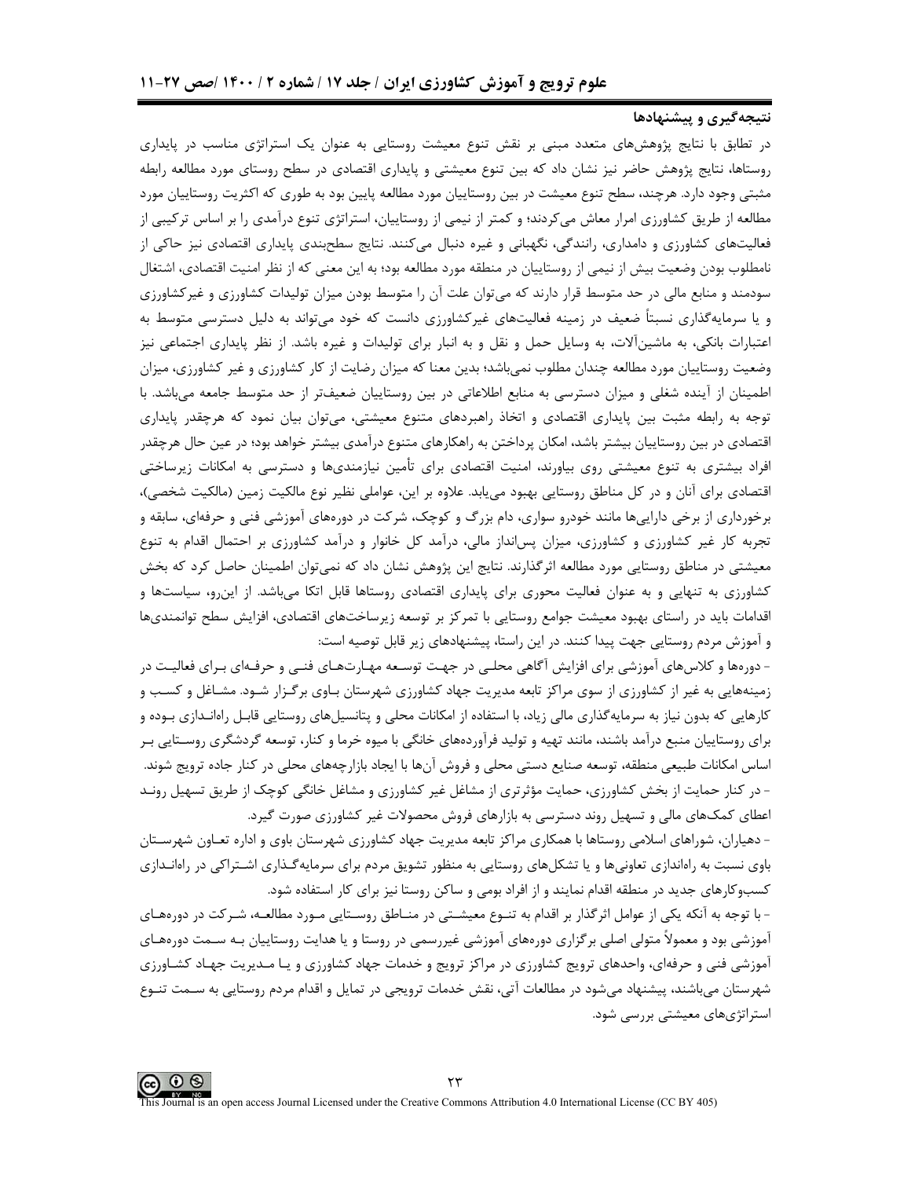## نتیجه‌گیری و پیشنهادها

در تطابق با نتایج پژوهش‌های متعدد مبنی بر نقش تنوع معیشت روستایی به عنوان یک استراتژی مناسب در پایداری روستاها، نتایج پژوهش حاضر نیز نشان داد که بین تنوع معیشتی و پایداری اقتصادی در سطح روستای مورد مطالعه رابطه مثبتی وجود دارد. هرچند، سطح تنوع معیشت در بین روستاییان مورد مطالعه پایین بود به طوری که اکثریت روستاییان مورد مطالعه امرار معاش از طریق کشاورزی می‌کردند؛ و کمتر از نیمی از روستاییان، استراتژی تنوع درآمدی را بر اساس ترکیبی از فعالیت‌های کشاورزی و دامداری، رانندگی، نگهبانی و غیره دنبال می‌کنند. نتایج سطح‌بندی پایداری اقتصادی نیز حاکی از نامطلوب بودن وضعیت بیش از نیمی از روستاییان در منطقه مورد مطالعه بود؛ به این معنی که از نظر امنیت اقتصادی، اشتغال سودمند و منابع مالی در حد متوسط قرار دارند که می‌توان علت آن را متوسط بودن میزان تولیدات کشاورزی و غیرکشاورزی و یا سرمایه‌گذاری نسبتاً ضعیف در زمینه فعالیت‌های غیرکشاورزی دانست که خود می‌تواند به دلیل دسترسی متوسط به اعتبارات بانکی، به ماشین‌آلات، به وسایل حمل و نقل و به انبار برای تولیدات و غیره باشد. از نظر پایداری اجتماعی نیز وضعیت روستاییان مورد مطالعه چندان مطلوب نمی‌باشد؛ بدین معنا که میزان رضایت از کار کشاورزی و غیر کشاورزی، میزان اطمینان از آینده شغلی و میزان دسترسی به منابع اطلاعاتی در بین روستاییان ضعیف‌تر از حد متوسط جامعه می‌باشد. با توجه به رابطه مثبت بین پایداری اقتصادی و اتخاذ راهبردهای متنوع معیشتی، می‌توان بیان نمود که هرچقدر پایداری اقتصادی در بین روستاییان بیشتر باشد، امکان پرداختن به راهکارهای متنوع درآمدی بیشتر خواهد بود؛ در عین حال هرچقدر افراد بیشتری به تنوع معیشتی روی بیاورند، امنیت اقتصادی برای تأمین نیازمندی‌ها و دسترسی به امکانات زیرساختی اقتصادی برای آنان و در کل مناطق روستایی بهبود می‌یابد. علاوه بر این، عواملی نظیر نوع مالکیت زمین (مالکیت شخصی)، برخورداری از برخی دارایی‌ها مانند خودرو سواری، دام بزرگ و کوچک، شرکت در دوره‌های آموزشی فنی و حرفه‌ای، سابقه و تجربه کار غیر کشاورزی و کشاورزی، میزان پس‌انداز مالی، درآمد کل خانوار و درآمد کشاورزی بر احتمال اقدام به تنوع معیشتی در مناطق روستایی مورد مطالعه اثرگذارند. نتایج این پژوهش نشان داد که نمی‌توان اطمینان حاصل کرد که بخش کشاورزی به تنهایی و به عنوان فعالیت محوری برای پایداری اقتصادی روستاها قابل اتکا می‌باشد. از این‌رو، سیاست‌ها و اقدامات باید در راستای بهبود معیشت جامع روستایی با تمرکز بر توسعه زیرساخت‌های اقتصادی، افزایش سطح توانمندی‌ها و آموزش مردم روستایی جهت پیدا کنند. در این راستا، پیشنهادهای زیر قابل توصیه است:

- دوره‌ها و کلاس‌های آموزشی برای افزایش آگاهی محلی در جهت توسعه مهارت‌های فنی و حرفه‌ای برای فعالیت در زمینه‌هایی به غیر از کشاورزی از سوی مراکز تابعه مدیریت جهاد کشاورزی شهرستان باوی برگزار شود. مشاغل و کسب و کارهایی که بدون نیاز به سرمایه‌گذاری مالی زیاد، با استفاده از امکانات محلی و پتانسیل‌های روستایی قابل راه‌اندازی بوده و برای روستاییان منبع درآمد باشند، مانند تهیه و تولید فرآورده‌های خانگی با میوه خرما و کنار، توسعه گردشگری روستایی بر اساس امکانات طبیعی منطقه، توسعه صنایع دستی محلی و فروش آن‌ها با ایجاد بازارچه‌های محلی در کنار جاده ترویج شوند.
- در کنار حمایت از بخش کشاورزی، حمایت مؤثرتری از مشاغل غیر کشاورزی و مشاغل خانگی کوچک از طریق تسهیل روند اعطای کمک‌های مالی و تسهیل روند دسترسی به بازارهای فروش محصولات غیر کشاورزی صورت گیرد.
- دهیاران، شوراهای اسلامی روستاها با همکاری مراکز تابعه مدیریت جهاد کشاورزی شهرستان باوی و اداره تعاون شهرستان باوی نسبت به راه‌اندازی تعاونی‌ها و یا تشکل‌های روستایی به منظور تشویق مردم برای سرمایه‌گذاری اشتراکی در راه‌اندازی کسب‌وکارهای جدید در منطقه اقدام نمایند و از افراد بومی و ساکن روستا نیز برای کار استفاده شود.
- با توجه به آنکه یکی از عوامل اثرگذار بر اقدام به تنوع معیشتی در مناطق روستایی مورد مطالعه، شرکت در دوره‌های آموزشی بود و معمولاً متولی اصلی برگزاری دوره‌های آموزشی غیررسمی در روستا و یا هدایت روستاییان به سمت دوره‌های آموزشی فنی و حرفه‌ای، واحدهای ترویج کشاورزی در مراکز ترویج و خدمات جهاد کشاورزی و یا مدیریت جهاد کشاورزی شهرستان می‌باشند، پیشنهاد می‌شود در مطالعات آتی، نقش خدمات ترویجی در تمایل و اقدام مردم روستایی به سمت تنوع استراتژی‌های معیشتی بررسی شود.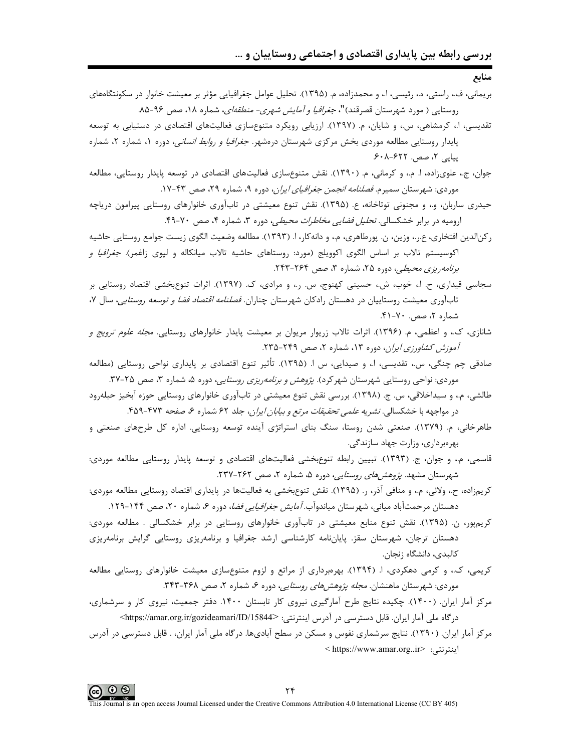## منابع

بریمانی، ف.، راستی، ه.، رئیسی، ا.، و محمدزاده، م. (۱۳۹۵). تحلیل عوامل جغرافیایی مؤثر بر معیشت خانوار در سکونتگاه‌های روستایی ( مورد شهرستان قصرقند)"، *جغرافیا و آمایش شهری- منطقه‌ای*، شماره ۱۸، صص ۹۶-۸۵.

تقدیسی، ا.، کرمشاهی، س.، و شایان، م. (۱۳۹۷). ارزیابی رویکرد متنوع‌سازی فعالیت‌های اقتصادی در دستیابی به توسعه پایدار روستایی مطالعه موردی بخش مرکزی شهرستان دره‌شهر. *جغرافیا و روابط انسانی*، دوره ۱، شماره ۲، شماره پیاپی ۲، صص. ۶۲۲-۶۰۸.

جوان، ج.، علوی‌زاده، ا. م.، و کرمانی، م. (۱۳۹۰). نقش متنوع‌سازی فعالیت‌های اقتصادی در توسعه پایدار روستایی، مطالعه موردی: شهرستان سمیرم. *فصلنامه انجمن جغرافیای ایران*، دوره ۹، شماره ۲۹، صص ۴۳-۱۷.

حیدری ساربان، و.، و مجنونی توتاخانه، ع. (۱۳۹۵). نقش تنوع معیشتی در تاب‌آوری خانوارهای روستایی پیرامون دریاچه ارومیه در برابر خشکسالی. *تحلیل فضایی مخاطرات محیطی*، دوره ۳، شماره ۴، صص ۷۰-۴۹.

رکن‌الدین افتخاری، ع.ر.، وزین، ن. پورطاهری، م.، و دانه‌کار، ا. (۱۳۹۳). مطالعه وضعیت الگوی زیست جوامع روستایی حاشیه اکوسیستم تالاب بر اساس الگوی اکوویلج (مورد: روستاهای حاشیه تالاب میانکاله و لپوی زاغمر). *جغرافیا و برنامه‌ریزی محیطی*، دوره ۲۵، شماره ۳، صص ۲۶۴-۲۴۳.

سجاسی قیداری، ح. ا.، خوب، ش.، حسینی کهنوج، س. ر.، و مرادی، ک. (۱۳۹۷). اثرات تنوع‌بخشی اقتصاد روستایی بر تاب‌آوری معیشت روستاییان در دهستان رادکان شهرستان چناران. *فصلنامه اقتصاد فضا و توسعه روستایی*، سال ۷، شماره ۲، صص. ۷۰-۴۱.

شانازی، ک.، و اعظمی، م. (۱۳۹۶). اثرات تالاب زریوار مریوان بر معیشت پایدار خانوارهای روستایی. *مجله علوم ترویج و آموزش کشاورزی ایران*، دوره ۱۳، شماره ۲، صص ۲۴۹-۲۳۵.

صادقی چم چنگی، س.، تقدیسی، ا.، و صیدایی، س ا. (۱۳۹۵). تأثیر تنوع اقتصادی بر پایداری نواحی روستایی (مطالعه موردی: نواحی روستایی شهرستان شهرکرد). *پژوهش و برنامه‌ریزی روستایی*، دوره ۵، شماره ۳، صص ۲۵-۳۷.

طالشی، م.، و سیداخلاقی، س. ج. (۱۳۹۸). بررسی نقش تنوع معیشتی در تاب‌آوری خانوارهای روستایی حوزه آبخیز حبله‌رود در مواجهه با خشکسالی. *نشریه علمی تحقیقات مرتع و بیابان ایران*، جلد ۶۲ شماره ۶، صفحه ۴۷۳-۴۵۹.

طاهرخانی، م. (۱۳۷۹). صنعتی شدن روستا، سنگ بنای استراتژی آینده توسعه روستایی. اداره کل طرح‌های صنعتی و بهره‌برداری، وزارت جهاد سازندگی.

قاسمی، م.، و جوان، ج. (۱۳۹۳). تبیین رابطه تنوع‌بخشی فعالیت‌های اقتصادی و توسعه پایدار روستایی مطالعه موردی: شهرستان مشهد. *پژوهش‌های روستایی*، دوره ۵، شماره ۲، صص ۲۶۲-۲۳۷.

کریم‌زاده، ح.، ولائی، م.، و منافی آذر، ر. (۱۳۹۵). نقش تنوع‌بخشی به فعالیت‌ها در پایداری اقتصاد روستایی مطالعه موردی: دهستان مرحمت‌آباد میانی، شهرستان میاندوآب. *آمایش جغرافیایی فضا*، دوره ۶، شماره ۲۰، صص ۱۴۴-۱۲۹.

کریم‌پور، ن. (۱۳۹۵). نقش تنوع منابع معیشتی در تاب‌آوری خانوارهای روستایی در برابر خشکسالی . مطالعه موردی: دهستان ترجان، شهرستان سقز. پایان‌نامه کارشناسی ارشد جغرافیا و برنامه‌ریزی روستایی گرایش برنامه‌ریزی کالبدی، دانشگاه زنجان.

کریمی، ک.، و کرمی دهکردی، ا. (۱۳۹۴). بهره‌برداری از مراتع و لزوم متنوع‌سازی معیشت خانوارهای روستایی مطالعه موردی: شهرستان ماهنشان. *مجله پژوهش‌های روستایی*، دوره ۶، شماره ۲، صص ۳۶۸-۳۴۳.

مرکز آمار ایران. (۱۴۰۰). چکیده نتایج طرح آمارگیری نیروی کار تابستان ۱۴۰۰. دفتر جمعیت، نیروی کار و سرشماری، درگاه ملی آمار ایران. قابل دسترسی در آدرس اینترنتی: <https://amar.org.ir/gozideamari/ID/15844>

مرکز آمار ایران. (۱۳۹۰). نتایج سرشماری نفوس و مسکن در سطح آبادی‌ها. درگاه ملی آمار ایران، . قابل دسترسی در آدرس اینترنتی: < https://www.amar.org..ir>

This Journal is an open access Journal Licensed under the Creative Commons Attribution 4.0 International License (CC BY 405)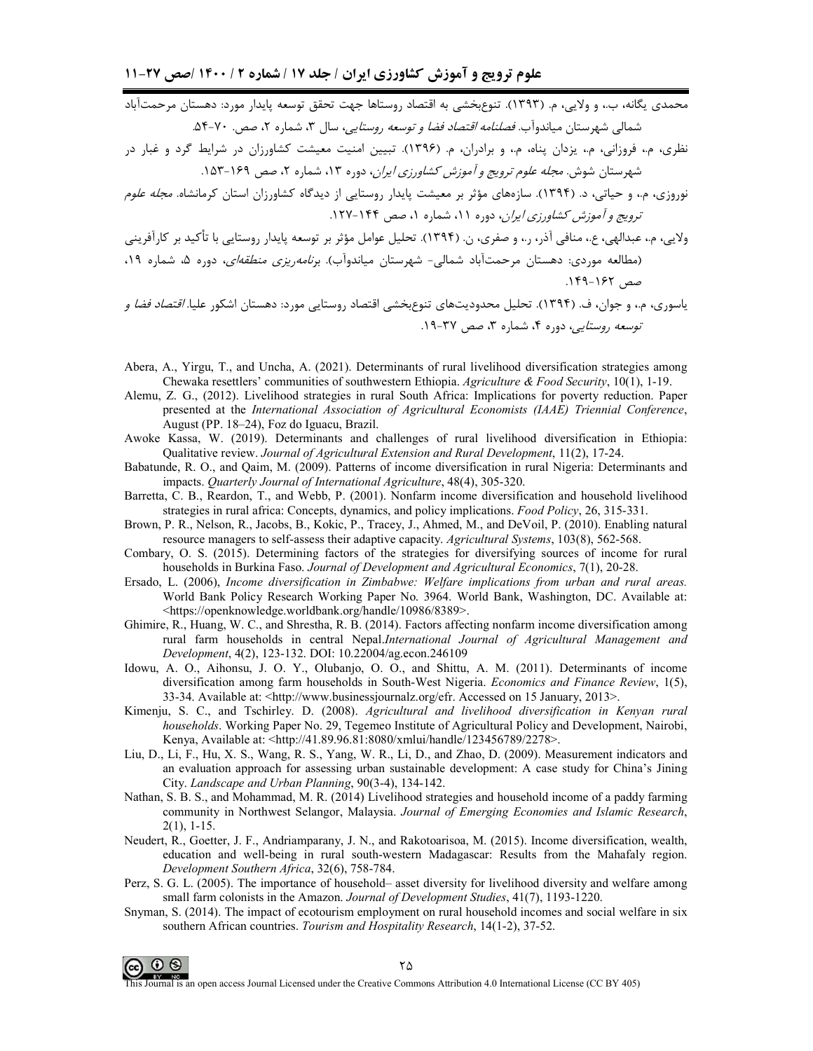محمدی یگانه، ب.، و ولایی، م. (۱۳۹۳). تنوع‌بخشی به اقتصاد روستاها جهت تحقق توسعه پایدار مورد: دهستان مرحمت‌آباد شمالی شهرستان میاندوآب. *فصلنامه اقتصاد فضا و توسعه روستایی*، سال ۳، شماره ۲، صص. ۷۰-۵۴.

نظری، م.، فروزانی، م.، یزدان پناه، م.، و برادران، م. (۱۳۹۶). تبیین امنیت معیشت کشاورزان در شرایط گرد و غبار در شهرستان شوش. *مجله علوم ترویج و آموزش کشاورزی ایران*، دوره ۱۳، شماره ۲، صص ۱۶۹-۱۵۳.

نوروزی، م.، و حیاتی، د. (۱۳۹۴). سازه‌های مؤثر بر معیشت پایدار روستایی از دیدگاه کشاورزان استان کرمانشاه. *مجله علوم ترویج و آموزش کشاورزی ایران*، دوره ۱۱، شماره ۱، صص ۱۴۴-۱۲۷.

ولایی، م.، عبدالهی، ع.، منافی آذر، ر.، و صفری، ن. (۱۳۹۴). تحلیل عوامل مؤثر بر توسعه پایدار روستایی با تأکید بر کارآفرینی (مطالعه موردی: دهستان مرحمت‌آباد شمالی- شهرستان میاندوآب). *برنامه‌ریزی منطقه‌ای*، دوره ۵، شماره ۱۹، صص ۱۶۲-۱۴۹.

یاسوری، م.، و جوان، ف. (۱۳۹۴). تحلیل محدودیت‌های تنوع‌بخشی اقتصاد روستایی مورد: دهستان اشکور علیا. *اقتصاد فضا و توسعه روستایی*، دوره ۴، شماره ۳، صص ۳۷-۱۹.

Abera, A., Yirgu, T., and Uncha, A. (2021). Determinants of rural livelihood diversification strategies among Chewaka resettlers' communities of southwestern Ethiopia. *Agriculture & Food Security*, 10(1), 1-19.

Alemu, Z. G., (2012). Livelihood strategies in rural South Africa: Implications for poverty reduction. Paper presented at the *International Association of Agricultural Economists (IAAE) Triennial Conference*, August (PP. 18–24), Foz do Iguacu, Brazil.

Awoke Kassa, W. (2019). Determinants and challenges of rural livelihood diversification in Ethiopia: Qualitative review. *Journal of Agricultural Extension and Rural Development*, 11(2), 17-24.

Babatunde, R. O., and Qaim, M. (2009). Patterns of income diversification in rural Nigeria: Determinants and impacts. *Quarterly Journal of International Agriculture*, 48(4), 305-320.

Barretta, C. B., Reardon, T., and Webb, P. (2001). Nonfarm income diversification and household livelihood strategies in rural africa: Concepts, dynamics, and policy implications. *Food Policy*, 26, 315-331.

Brown, P. R., Nelson, R., Jacobs, B., Kokic, P., Tracey, J., Ahmed, M., and DeVoil, P. (2010). Enabling natural resource managers to self-assess their adaptive capacity. *Agricultural Systems*, 103(8), 562-568.

Combary, O. S. (2015). Determining factors of the strategies for diversifying sources of income for rural households in Burkina Faso. *Journal of Development and Agricultural Economics*, 7(1), 20-28.

Ersado, L. (2006), *Income diversification in Zimbabwe: Welfare implications from urban and rural areas.* World Bank Policy Research Working Paper No. 3964. World Bank, Washington, DC. Available at: <https://openknowledge.worldbank.org/handle/10986/8389>.

Ghimire, R., Huang, W. C., and Shrestha, R. B. (2014). Factors affecting nonfarm income diversification among rural farm households in central Nepal.*International Journal of Agricultural Management and Development*, 4(2), 123-132. DOI: 10.22004/ag.econ.246109

Idowu, A. O., Aihonsu, J. O. Y., Olubanjo, O. O., and Shittu, A. M. (2011). Determinants of income diversification among farm households in South-West Nigeria. *Economics and Finance Review*, 1(5), 33-34. Available at: <http://www.businessjournalz.org/efr. Accessed on 15 January, 2013>.

Kimenju, S. C., and Tschirley. D. (2008). *Agricultural and livelihood diversification in Kenyan rural households*. Working Paper No. 29, Tegemeo Institute of Agricultural Policy and Development, Nairobi, Kenya, Available at: <http://41.89.96.81:8080/xmlui/handle/123456789/2278>.

Liu, D., Li, F., Hu, X. S., Wang, R. S., Yang, W. R., Li, D., and Zhao, D. (2009). Measurement indicators and an evaluation approach for assessing urban sustainable development: A case study for China's Jining City. *Landscape and Urban Planning*, 90(3-4), 134-142.

Nathan, S. B. S., and Mohammad, M. R. (2014) Livelihood strategies and household income of a paddy farming community in Northwest Selangor, Malaysia. *Journal of Emerging Economies and Islamic Research*, 2(1), 1-15.

Neudert, R., Goetter, J. F., Andriamparany, J. N., and Rakotoarisoa, M. (2015). Income diversification, wealth, education and well-being in rural south-western Madagascar: Results from the Mahafaly region. *Development Southern Africa*, 32(6), 758-784.

Perz, S. G. L. (2005). The importance of household– asset diversity for livelihood diversity and welfare among small farm colonists in the Amazon. *Journal of Development Studies*, 41(7), 1193-1220.

Snyman, S. (2014). The impact of ecotourism employment on rural household incomes and social welfare in six southern African countries. *Tourism and Hospitality Research*, 14(1-2), 37-52.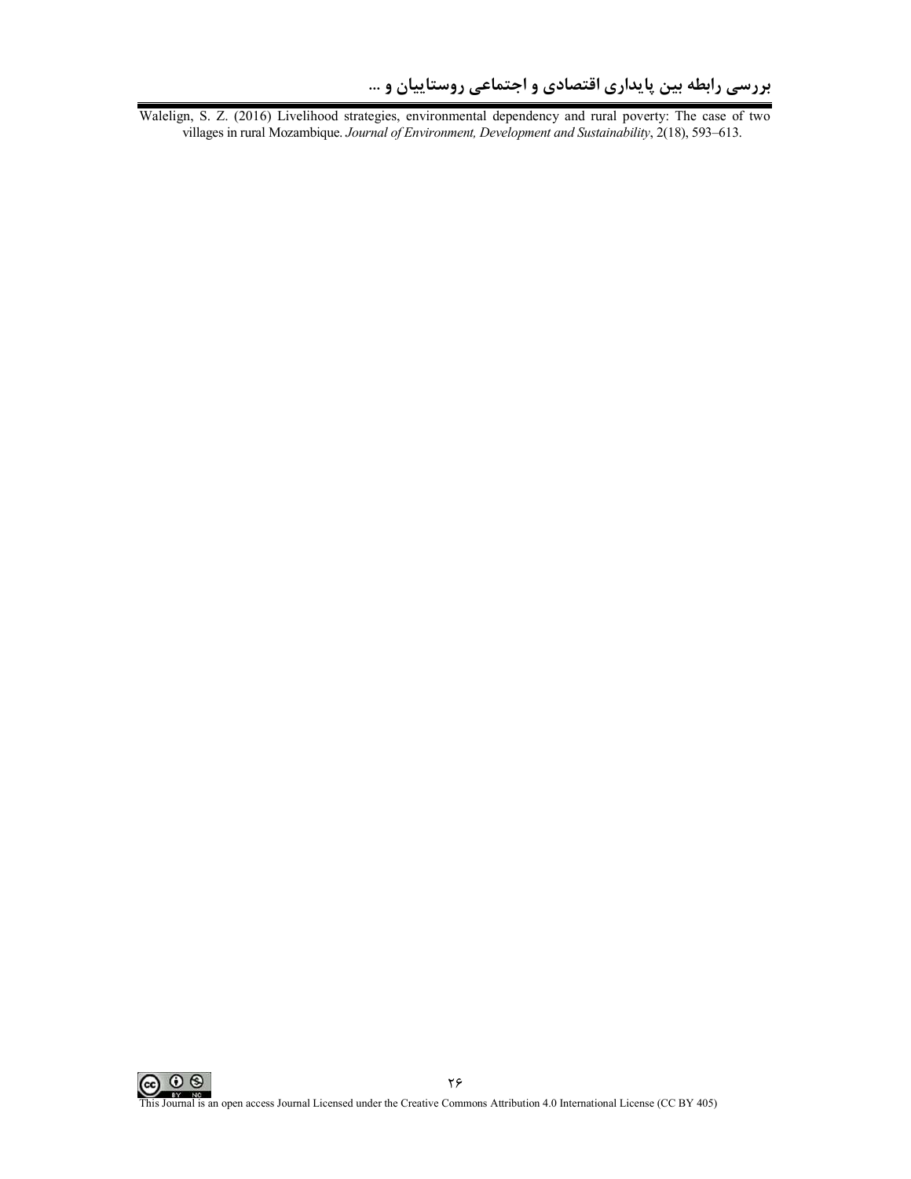Walelign, S. Z. (2016) Livelihood strategies, environmental dependency and rural poverty: The case of two villages in rural Mozambique. *Journal of Environment, Development and Sustainability*, 2(18), 593–613.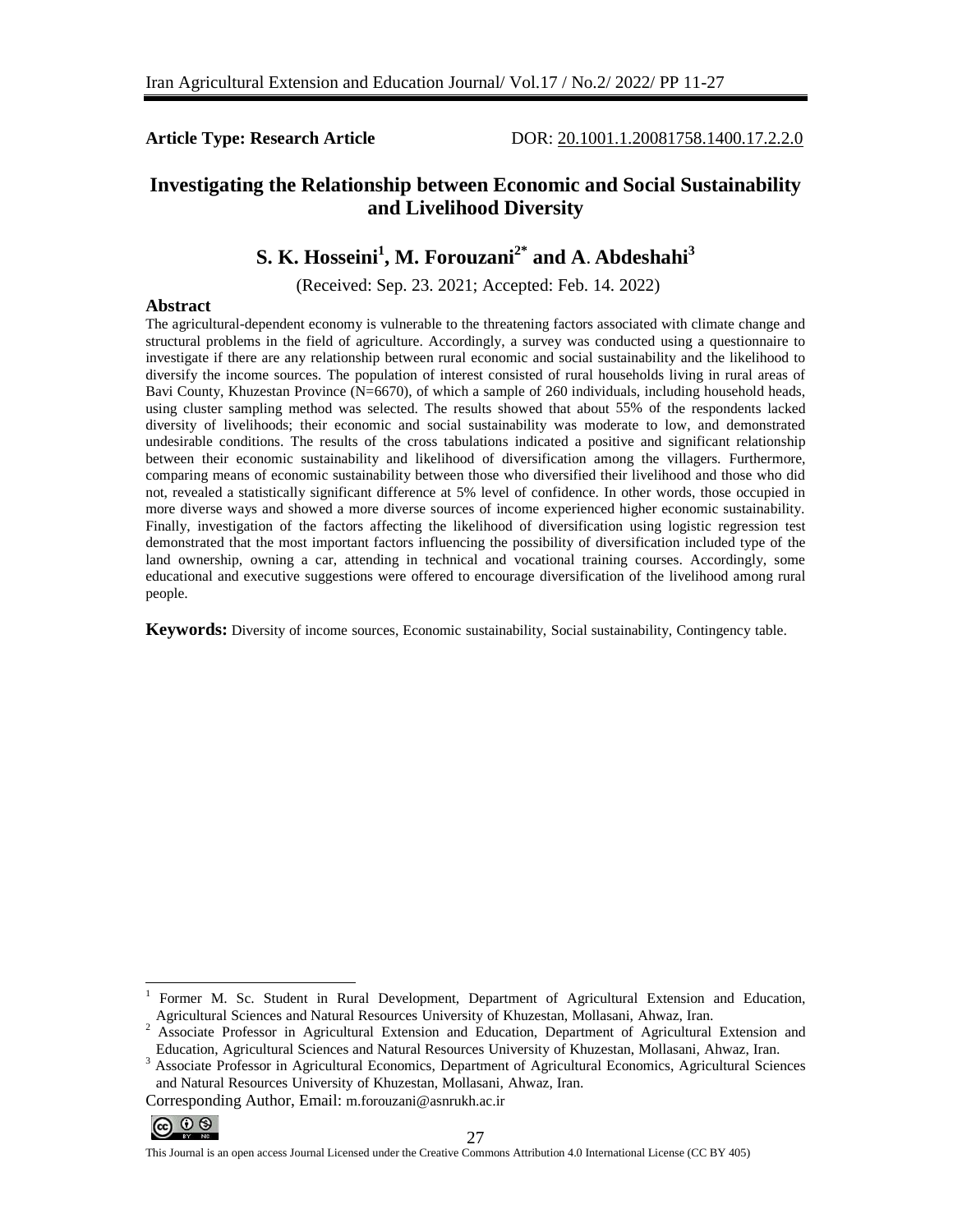**Article Type: Research Article**

DOR: 20.1001.1.20081758.1400.17.2.2.0

# Investigating the Relationship between Economic and Social Sustainability and Livelihood Diversity

## S. K. Hosseini[1], M. Forouzani[2*] and A. Abdeshahi[3]

(Received: Sep. 23. 2021; Accepted: Feb. 14. 2022)

### Abstract

The agricultural-dependent economy is vulnerable to the threatening factors associated with climate change and structural problems in the field of agriculture. Accordingly, a survey was conducted using a questionnaire to investigate if there are any relationship between rural economic and social sustainability and the likelihood to diversify the income sources. The population of interest consisted of rural households living in rural areas of Bavi County, Khuzestan Province (N=6670), of which a sample of 260 individuals, including household heads, using cluster sampling method was selected. The results showed that about 55% of the respondents lacked diversity of livelihoods; their economic and social sustainability was moderate to low, and demonstrated undesirable conditions. The results of the cross tabulations indicated a positive and significant relationship between their economic sustainability and likelihood of diversification among the villagers. Furthermore, comparing means of economic sustainability between those who diversified their livelihood and those who did not, revealed a statistically significant difference at 5% level of confidence. In other words, those occupied in more diverse ways and showed a more diverse sources of income experienced higher economic sustainability. Finally, investigation of the factors affecting the likelihood of diversification using logistic regression test demonstrated that the most important factors influencing the possibility of diversification included type of the land ownership, owning a car, attending in technical and vocational training courses. Accordingly, some educational and executive suggestions were offered to encourage diversification of the livelihood among rural people.

**Keywords:** Diversity of income sources, Economic sustainability, Social sustainability, Contingency table.

---

[1] Former M. Sc. Student in Rural Development, Department of Agricultural Extension and Education, Agricultural Sciences and Natural Resources University of Khuzestan, Mollasani, Ahwaz, Iran.

[2] Associate Professor in Agricultural Extension and Education, Department of Agricultural Extension and Education, Agricultural Sciences and Natural Resources University of Khuzestan, Mollasani, Ahwaz, Iran.

[3] Associate Professor in Agricultural Economics, Department of Agricultural Economics, Agricultural Sciences and Natural Resources University of Khuzestan, Mollasani, Ahwaz, Iran.

Corresponding Author, Email: m.forouzani@asnrukh.ac.ir

This Journal is an open access Journal Licensed under the Creative Commons Attribution 4.0 International License (CC BY 405)